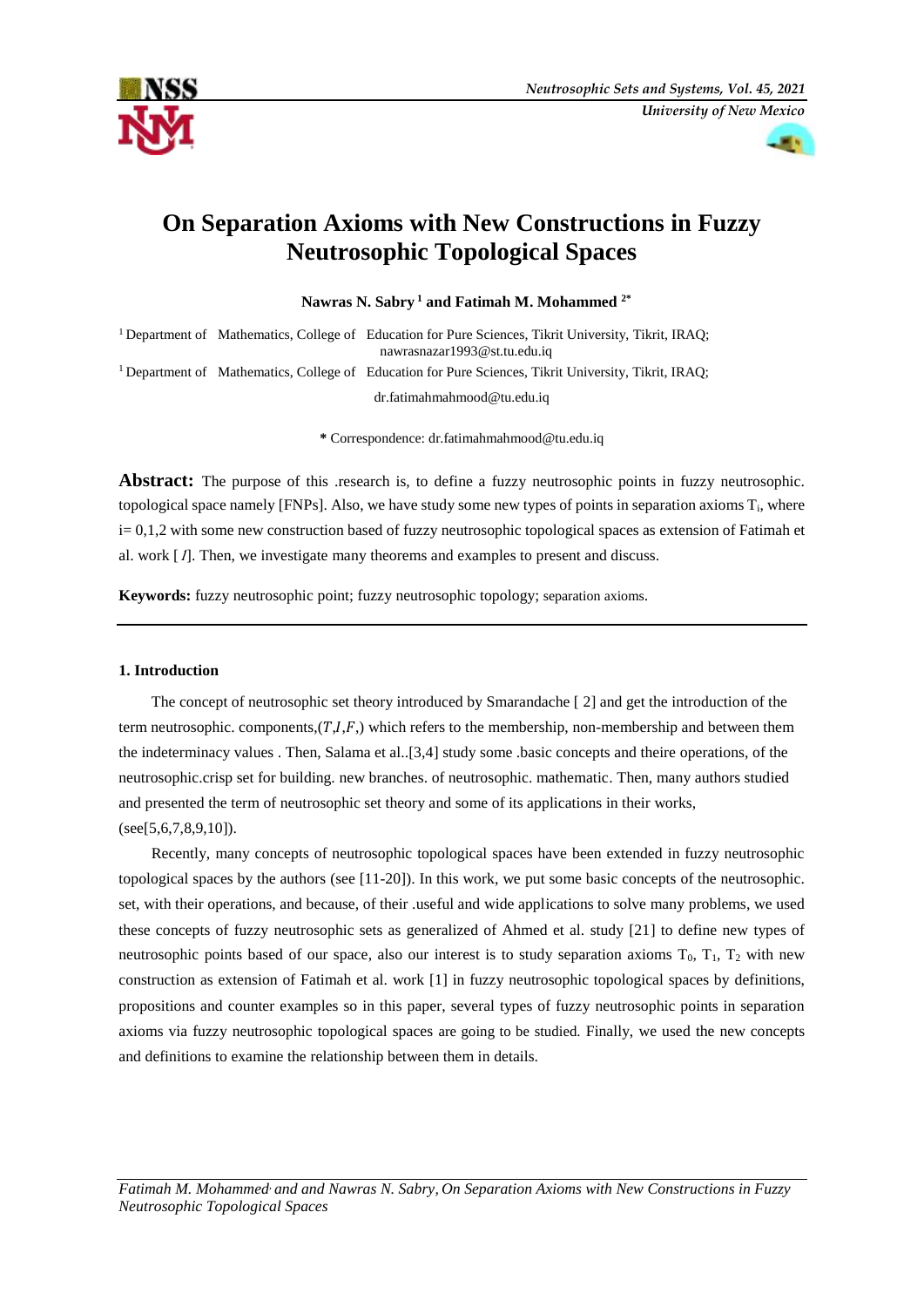# On Separation Axioms with New Constructions in Fuzzy Neutrosophic Topological Spaces

**Nawras N. Sabry [1] and Fatimah M. Mohammed [2*]**

[1] Department of Mathematics, College of Education for Pure Sciences, Tikrit University, Tikrit, IRAQ; nawrasnazar1993@st.tu.edu.iq

[1] Department of Mathematics, College of Education for Pure Sciences, Tikrit University, Tikrit, IRAQ; dr.fatimahmahmood@tu.edu.iq

**\*** Correspondence: dr.fatimahmahmood@tu.edu.iq

**Abstract:** The purpose of this .research is, to define a fuzzy neutrosophic points in fuzzy neutrosophic. topological space namely [FNPs]. Also, we have study some new types of points in separation axioms $T_i$, where i= 0,1,2 with some new construction based of fuzzy neutrosophic topological spaces as extension of Fatimah et al. work [ *1*]. Then, we investigate many theorems and examples to present and discuss.

**Keywords:** fuzzy neutrosophic point; fuzzy neutrosophic topology; separation axioms.

---

### 1. Introduction

The concept of neutrosophic set theory introduced by Smarandache [ 2] and get the introduction of the term neutrosophic. components,($T$,$I$,$F$,) which refers to the membership, non-membership and between them the indeterminacy values . Then, Salama et al..[3,4] study some .basic concepts and theire operations, of the neutrosophic.crisp set for building. new branches. of neutrosophic. mathematic. Then, many authors studied and presented the term of neutrosophic set theory and some of its applications in their works, (see[5,6,7,8,9,10]).

Recently, many concepts of neutrosophic topological spaces have been extended in fuzzy neutrosophic topological spaces by the authors (see [11-20]). In this work, we put some basic concepts of the neutrosophic. set, with their operations, and because, of their .useful and wide applications to solve many problems, we used these concepts of fuzzy neutrosophic sets as generalized of Ahmed et al. study [21] to define new types of neutrosophic points based of our space, also our interest is to study separation axioms $T_0$, $T_1$, $T_2$ with new construction as extension of Fatimah et al. work [1] in fuzzy neutrosophic topological spaces by definitions, propositions and counter examples so in this paper, several types of fuzzy neutrosophic points in separation axioms via fuzzy neutrosophic topological spaces are going to be studied. Finally, we used the new concepts and definitions to examine the relationship between them in details.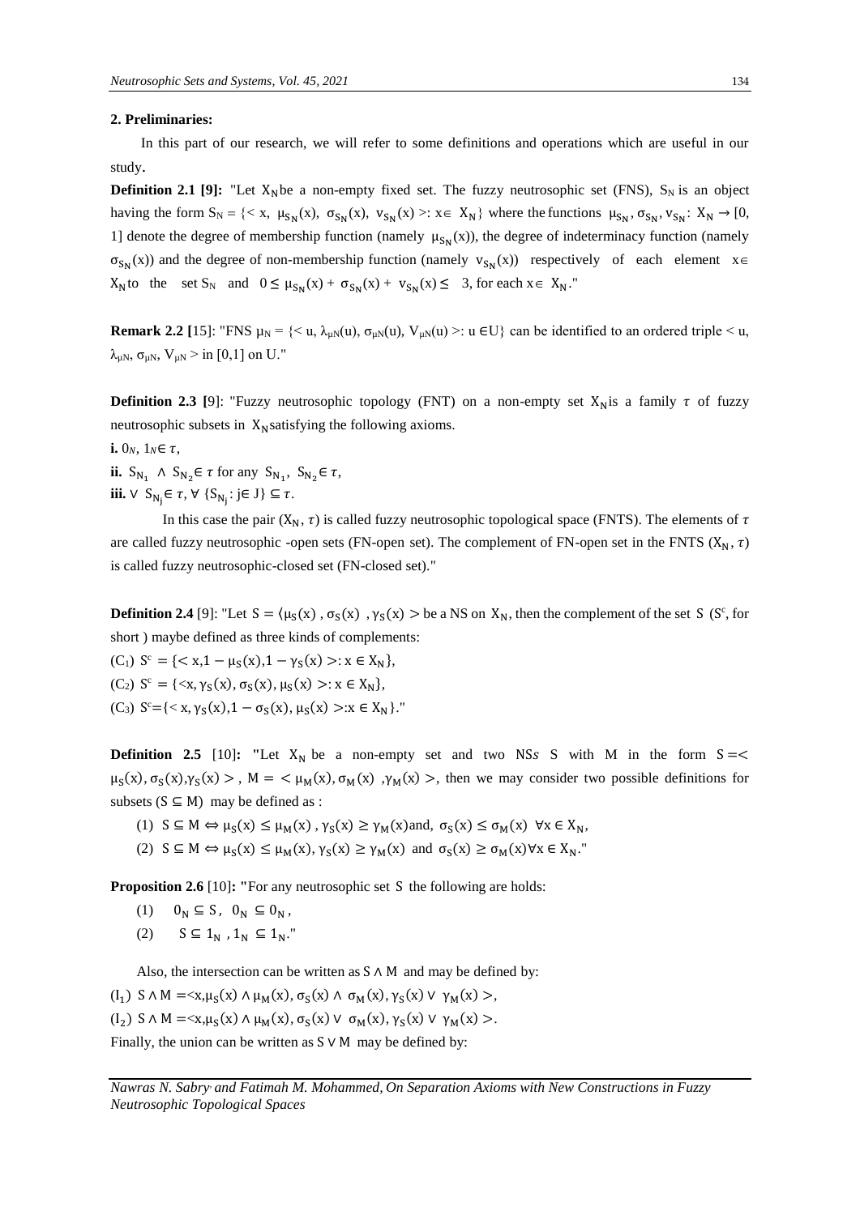**2. Preliminaries:**

In this part of our research, we will refer to some definitions and operations which are useful in our study.

**Definition 2.1 [9]:** "Let $X_N$ be a non-empty fixed set. The fuzzy neutrosophic set (FNS), $S_N$ is an object having the form $S_N = \{< x, \mu_{S_N}(x), \sigma_{S_N}(x), v_{S_N}(x) >: x \in X_N\}$ where the functions $\mu_{S_N}, \sigma_{S_N}, v_{S_N}: X_N \to [0, 1]$ denote the degree of membership function (namely $\mu_{S_N}(x)$), the degree of indeterminacy function (namely $\sigma_{S_N}(x)$) and the degree of non-membership function (namely $v_{S_N}(x)$) respectively of each element $x \in X_N$ to the set $S_N$ and $0 \le \mu_{S_N}(x) + \sigma_{S_N}(x) + v_{S_N}(x) \le 3$, for each $x \in X_N$."

**Remark 2.2** [15]: "FNS $\mu_N = \{< u, \lambda_{\mu N}(u), \sigma_{\mu N}(u), V_{\mu N}(u) >: u \in U\}$ can be identified to an ordered triple $< u, \lambda_{\mu N}, \sigma_{\mu N}, V_{\mu N} >$ in [0,1] on U."

**Definition 2.3** [9]: "Fuzzy neutrosophic topology (FNT) on a non-empty set $X_N$ is a family $\tau$ of fuzzy neutrosophic subsets in $X_N$ satisfying the following axioms.

**i.** $0_N, 1_N \in \tau$,

**ii.** $S_{N_1} \wedge S_{N_2} \in \tau$ for any $S_{N_1}, S_{N_2} \in \tau$,

**iii.** $\vee S_{N_j} \in \tau, \forall \{S_{N_j}: j \in J\} \subseteq \tau$.

In this case the pair $(X_N, \tau)$ is called fuzzy neutrosophic topological space (FNTS). The elements of $\tau$ are called fuzzy neutrosophic -open sets (FN-open set). The complement of FN-open set in the FNTS $(X_N, \tau)$ is called fuzzy neutrosophic-closed set (FN-closed set)."

**Definition 2.4** [9]: "Let $S = \langle \mu_S(x), \sigma_S(x), \gamma_S(x) >$ be a NS on $X_N$, then the complement of the set S ($S^c$, for short ) maybe defined as three kinds of complements:

($C_1$) $S^c = \{< x, 1 - \mu_S(x), 1 - \gamma_S(x) >: x \in X_N\}$,

($C_2$) $S^c = \{<x, \gamma_S(x), \sigma_S(x), \mu_S(x) >: x \in X_N\}$,

($C_3$) $S^c = \{< x, \gamma_S(x), 1 - \sigma_S(x), \mu_S(x) >: x \in X_N\}$."

**Definition 2.5** [10]**:** "Let $X_N$ be a non-empty set and two NS*s* S with M in the form $S = < \mu_S(x), \sigma_S(x), \gamma_S(x) >$, $M = < \mu_M(x), \sigma_M(x), \gamma_M(x) >$, then we may consider two possible definitions for subsets ($S \subseteq M$) may be defined as :

(1) $S \subseteq M \Leftrightarrow \mu_S(x) \le \mu_M(x), \gamma_S(x) \ge \gamma_M(x)$ and, $\sigma_S(x) \le \sigma_M(x) \ \forall x \in X_N$,

(2) $S \subseteq M \Leftrightarrow \mu_S(x) \le \mu_M(x), \gamma_S(x) \ge \gamma_M(x)$ and $\sigma_S(x) \ge \sigma_M(x) \forall x \in X_N$."

**Proposition 2.6** [10]**:** "For any neutrosophic set S the following are holds:

(1) $0_N \subseteq S$, $0_N \subseteq 0_N$,

(2) $S \subseteq 1_N$, $1_N \subseteq 1_N$."

Also, the intersection can be written as $S \wedge M$ and may be defined by:

($I_1$) $S \wedge M = <x, \mu_S(x) \wedge \mu_M(x), \sigma_S(x) \wedge \sigma_M(x), \gamma_S(x) \vee \gamma_M(x) >$,

($I_2$) $S \wedge M = <x, \mu_S(x) \wedge \mu_M(x), \sigma_S(x) \vee \sigma_M(x), \gamma_S(x) \vee \gamma_M(x) >$.

Finally, the union can be written as $S \vee M$ may be defined by: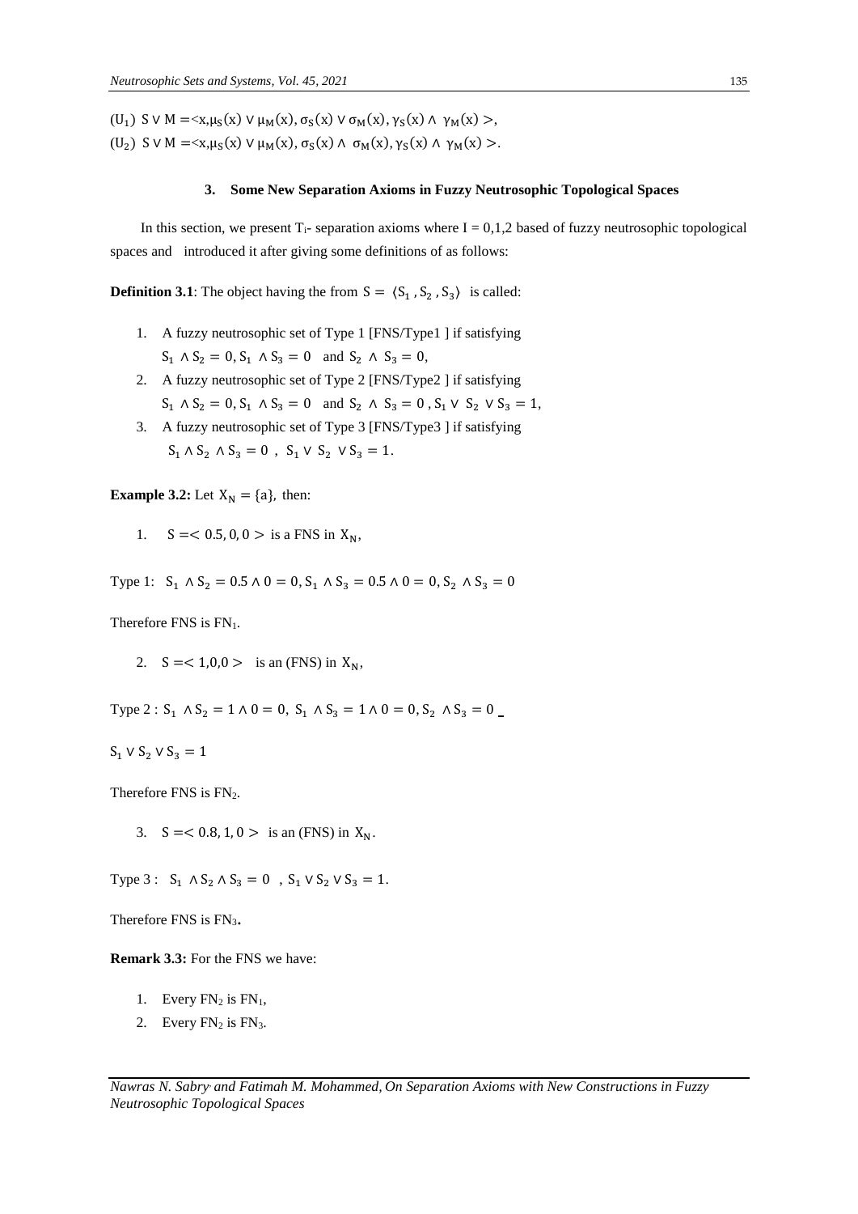$(U_1)$ $S \vee M = <x, \mu_S(x) \vee \mu_M(x), \sigma_S(x) \vee \sigma_M(x), \gamma_S(x) \wedge \gamma_M(x)>$,

$(U_2)$ $S \vee M = <x, \mu_S(x) \vee \mu_M(x), \sigma_S(x) \wedge \sigma_M(x), \gamma_S(x) \wedge \gamma_M(x)>$.

## 3. Some New Separation Axioms in Fuzzy Neutrosophic Topological Spaces

In this section, we present $T_i$- separation axioms where I = 0,1,2 based of fuzzy neutrosophic topological spaces and introduced it after giving some definitions of as follows:

**Definition 3.1**: The object having the from $S = \langle S_1, S_2, S_3 \rangle$ is called:

1. A fuzzy neutrosophic set of Type 1 [FNS/Type1 ] if satisfying
   $S_1 \wedge S_2 = 0, S_1 \wedge S_3 = 0$ and $S_2 \wedge S_3 = 0$,
2. A fuzzy neutrosophic set of Type 2 [FNS/Type2 ] if satisfying
   $S_1 \wedge S_2 = 0, S_1 \wedge S_3 = 0$ and $S_2 \wedge S_3 = 0, S_1 \vee S_2 \vee S_3 = 1$,
3. A fuzzy neutrosophic set of Type 3 [FNS/Type3 ] if satisfying
   $S_1 \wedge S_2 \wedge S_3 = 0$ , $S_1 \vee S_2 \vee S_3 = 1$.

**Example 3.2:** Let $X_N = \{a\}$, then:

1. $S = < 0.5, 0, 0 >$ is a FNS in $X_N$,

Type 1: $S_1 \wedge S_2 = 0.5 \wedge 0 = 0, S_1 \wedge S_3 = 0.5 \wedge 0 = 0, S_2 \wedge S_3 = 0$

Therefore FNS is $FN_1$.

2. $S = < 1,0,0 >$ is an (FNS) in $X_N$,

Type 2 : $S_1 \wedge S_2 = 1 \wedge 0 = 0,\ S_1 \wedge S_3 = 1 \wedge 0 = 0, S_2 \wedge S_3 = 0$

$S_1 \vee S_2 \vee S_3 = 1$

Therefore FNS is $FN_2$.

3. $S = < 0.8, 1, 0 >$ is an (FNS) in $X_N$.

Type 3 : $S_1 \wedge S_2 \wedge S_3 = 0$ , $S_1 \vee S_2 \vee S_3 = 1$.

Therefore FNS is $FN_3$**.**

**Remark 3.3:** For the FNS we have:

1. Every $FN_2$ is $FN_1$,
2. Every $FN_2$ is $FN_3$.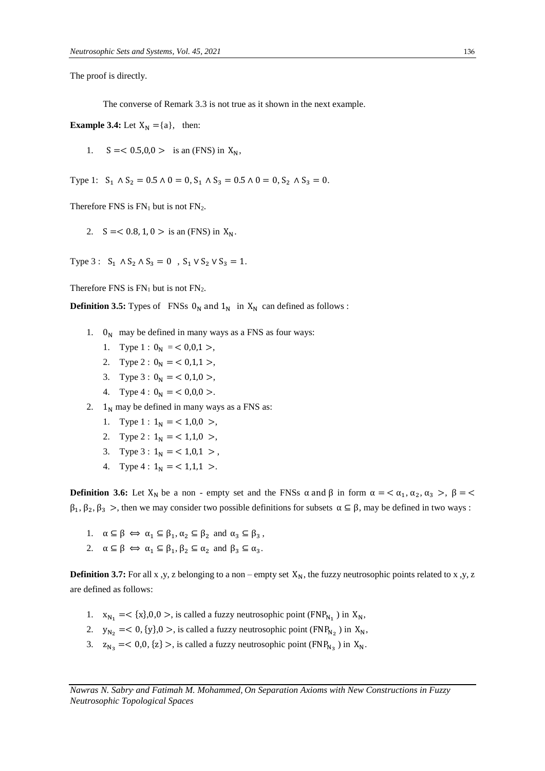The proof is directly.

The converse of Remark 3.3 is not true as it shown in the next example.

**Example 3.4:** Let $X_N = \{a\}$, then:

1. $S = < 0.5, 0, 0 >$ is an (FNS) in $X_N$,

Type 1: $S_1 \wedge S_2 = 0.5 \wedge 0 = 0, S_1 \wedge S_3 = 0.5 \wedge 0 = 0, S_2 \wedge S_3 = 0.$

Therefore FNS is $FN_1$ but is not $FN_2$.

2. $S = < 0.8, 1, 0 >$ is an (FNS) in $X_N$.

Type 3 : $S_1 \wedge S_2 \wedge S_3 = 0$ , $S_1 \vee S_2 \vee S_3 = 1.$

Therefore FNS is $FN_1$ but is not $FN_2$.

**Definition 3.5:** Types of FNSs $0_N$ and $1_N$ in $X_N$ can defined as follows :

1. $0_N$ may be defined in many ways as a FNS as four ways:
   1. Type 1 : $0_N = < 0, 0, 1 >$,
   2. Type 2 : $0_N = < 0, 1, 1 >$,
   3. Type 3 : $0_N = < 0, 1, 0 >$,
   4. Type 4 : $0_N = < 0, 0, 0 >$.
2. $1_N$ may be defined in many ways as a FNS as:
   1. Type 1 : $1_N = < 1, 0, 0 >$,
   2. Type 2 : $1_N = < 1, 1, 0 >$,
   3. Type 3 : $1_N = < 1, 0, 1 >$,
   4. Type 4 : $1_N = < 1, 1, 1 >$.

**Definition 3.6:** Let $X_N$ be a non - empty set and the FNSs $\alpha$ and $\beta$ in form $\alpha = < \alpha_1, \alpha_2, \alpha_3 >$, $\beta = < \beta_1, \beta_2, \beta_3 >$, then we may consider two possible definitions for subsets $\alpha \subseteq \beta$, may be defined in two ways :

1. $\alpha \subseteq \beta \iff \alpha_1 \subseteq \beta_1, \alpha_2 \subseteq \beta_2$ and $\alpha_3 \subseteq \beta_3$ ,
2. $\alpha \subseteq \beta \iff \alpha_1 \subseteq \beta_1, \beta_2 \subseteq \alpha_2$ and $\beta_3 \subseteq \alpha_3$.

**Definition 3.7:** For all x ,y, z belonging to a non – empty set $X_N$, the fuzzy neutrosophic points related to x ,y, z are defined as follows:

1. $x_{N_1} = < \{x\}, 0, 0 >$, is called a fuzzy neutrosophic point ($FNP_{N_1}$ ) in $X_N$,
2. $y_{N_2} = < 0, \{y\}, 0 >$, is called a fuzzy neutrosophic point ($FNP_{N_2}$ ) in $X_N$,
3. $z_{N_3} = < 0, 0, \{z\} >$, is called a fuzzy neutrosophic point ($FNP_{N_3}$ ) in $X_N$.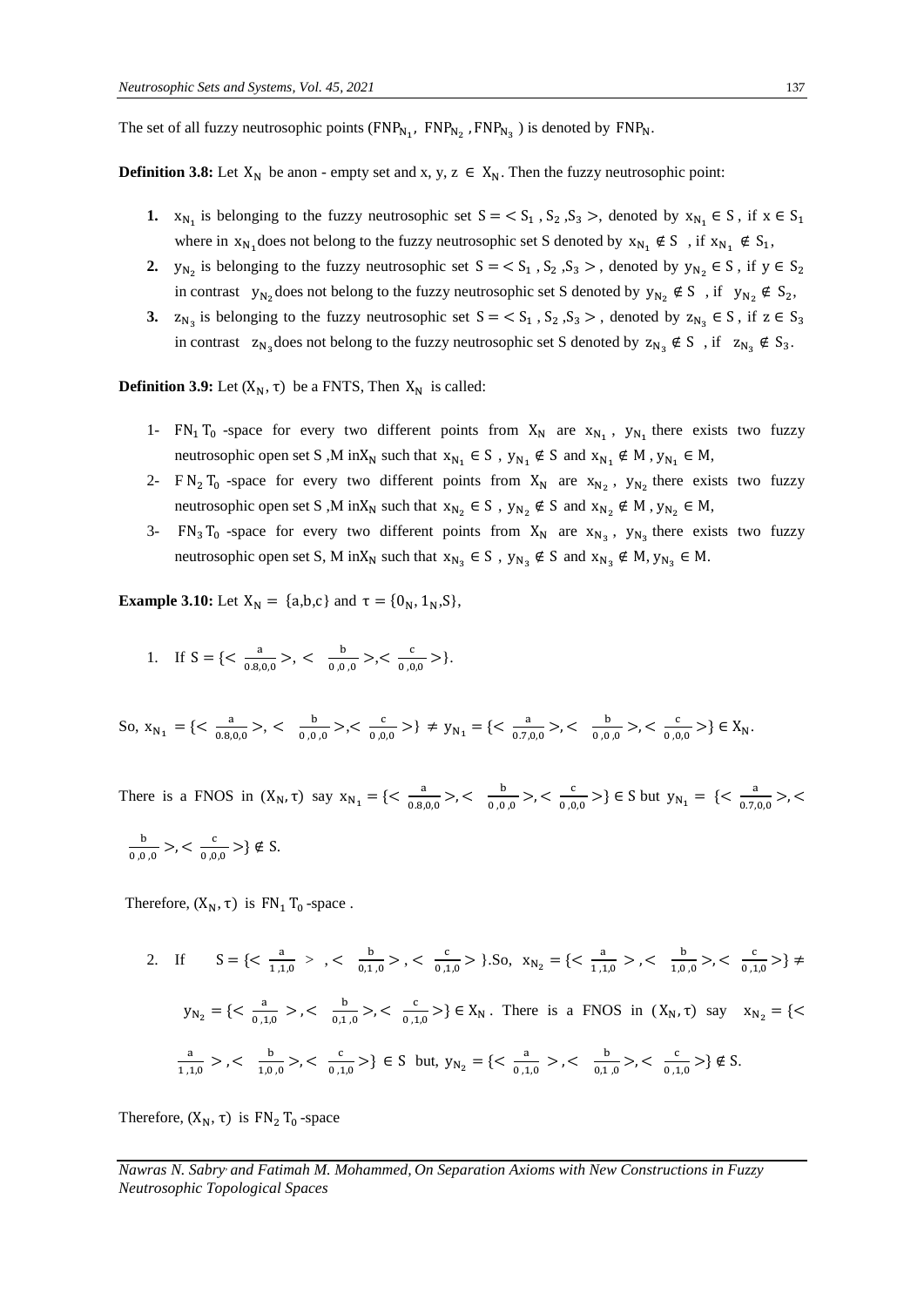The set of all fuzzy neutrosophic points ($FNP_{N_1}$, $FNP_{N_2}$, $FNP_{N_3}$) is denoted by $FNP_N$.

**Definition 3.8:** Let $X_N$ be anon - empty set and x, y, z $\in X_N$. Then the fuzzy neutrosophic point:

1. $x_{N_1}$ is belonging to the fuzzy neutrosophic set $S = < S_1, S_2, S_3 >$, denoted by $x_{N_1} \in S$, if $x \in S_1$ where in $x_{N_1}$ does not belong to the fuzzy neutrosophic set S denoted by $x_{N_1} \notin S$, if $x_{N_1} \notin S_1$,
2. $y_{N_2}$ is belonging to the fuzzy neutrosophic set $S = < S_1, S_2, S_3 >$, denoted by $y_{N_2} \in S$, if $y \in S_2$ in contrast $y_{N_2}$ does not belong to the fuzzy neutrosophic set S denoted by $y_{N_2} \notin S$, if $y_{N_2} \notin S_2$,
3. $z_{N_3}$ is belonging to the fuzzy neutrosophic set $S = < S_1, S_2, S_3 >$, denoted by $z_{N_3} \in S$, if $z \in S_3$ in contrast $z_{N_3}$ does not belong to the fuzzy neutrosophic set S denoted by $z_{N_3} \notin S$, if $z_{N_3} \notin S_3$.

**Definition 3.9:** Let $(X_N, \tau)$ be a FNTS, Then $X_N$ is called:

1- $FN_1 T_0$ -space for every two different points from $X_N$ are $x_{N_1}$, $y_{N_1}$ there exists two fuzzy neutrosophic open set S ,M in$X_N$ such that $x_{N_1} \in S$, $y_{N_1} \notin S$ and $x_{N_1} \notin M$, $y_{N_1} \in M$,

2- $FN_2 T_0$ -space for every two different points from $X_N$ are $x_{N_2}$, $y_{N_2}$ there exists two fuzzy neutrosophic open set S ,M in$X_N$ such that $x_{N_2} \in S$, $y_{N_2} \notin S$ and $x_{N_2} \notin M$, $y_{N_2} \in M$,

3- $FN_3 T_0$ -space for every two different points from $X_N$ are $x_{N_3}$, $y_{N_3}$ there exists two fuzzy neutrosophic open set S, M in$X_N$ such that $x_{N_3} \in S$, $y_{N_3} \notin S$ and $x_{N_3} \notin M$, $y_{N_3} \in M$.

**Example 3.10:** Let $X_N = \{a,b,c\}$ and $\tau = \{0_N, 1_N, S\}$,

1. If $S = \{< \frac{a}{0.8,0,0} >, < \frac{b}{0,0,0} >, < \frac{c}{0,0,0} >\}$.

So, $x_{N_1} = \{< \frac{a}{0.8,0,0} >, < \frac{b}{0,0,0} >, < \frac{c}{0,0,0} >\} \neq y_{N_1} = \{< \frac{a}{0.7,0,0} >, < \frac{b}{0,0,0} >, < \frac{c}{0,0,0} >\} \in X_N$.

There is a FNOS in $(X_N, \tau)$ say $x_{N_1} = \{< \frac{a}{0.8,0,0} >, < \frac{b}{0,0,0} >, < \frac{c}{0,0,0} >\} \in S$ but $y_{N_1} = \{< \frac{a}{0.7,0,0} >, < \frac{b}{0,0,0} >, < \frac{c}{0,0,0} >\} \notin S$.

Therefore, $(X_N, \tau)$ is $FN_1 T_0$ -space .

2. If $S = \{< \frac{a}{1,1,0} >, < \frac{b}{0,1,0} >, < \frac{c}{0,1,0} >\}$.So, $x_{N_2} = \{< \frac{a}{1,1,0} >, < \frac{b}{1,0,0} >, < \frac{c}{0,1,0} >\} \neq y_{N_2} = \{< \frac{a}{0,1,0} >, < \frac{b}{0,1,0} >, < \frac{c}{0,1,0} >\} \in X_N$. There is a FNOS in $(X_N, \tau)$ say $x_{N_2} = \{< \frac{a}{1,1,0} >, < \frac{b}{1,0,0} >, < \frac{c}{0,1,0} >\} \in S$ but, $y_{N_2} = \{< \frac{a}{0,1,0} >, < \frac{b}{0,1,0} >, < \frac{c}{0,1,0} >\} \notin S$.

Therefore, $(X_N, \tau)$ is $FN_2 T_0$ -space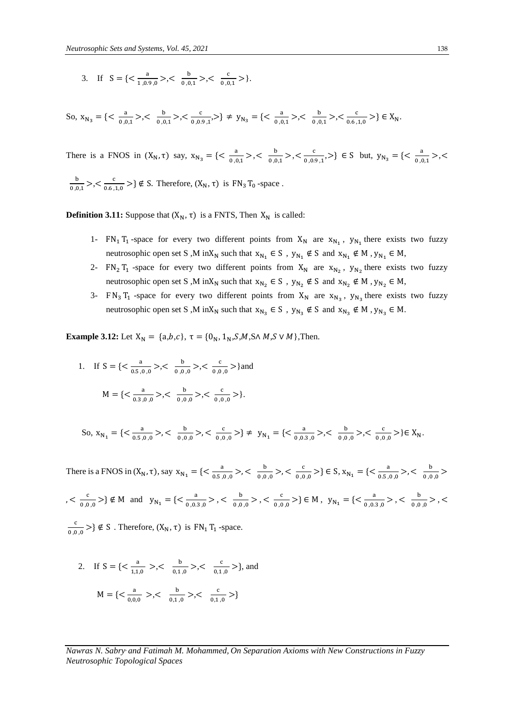3. If $S = \{< \frac{a}{1,0.9,0} >,< \frac{b}{0,0,1} >,< \frac{c}{0,0,1} >\}$.

So, $x_{N_3} = \{< \frac{a}{0,0,1} >,< \frac{b}{0,0,1} >,< \frac{c}{0,0.9,1},>\} \neq y_{N_3} = \{< \frac{a}{0,0,1} >,< \frac{b}{0,0,1} >,< \frac{c}{0.6,1,0} >\} \in X_N$.

There is a FNOS in $(X_N, \tau)$ say, $x_{N_3} = \{< \frac{a}{0,0,1} >,< \frac{b}{0,0,1} >,< \frac{c}{0,0.9,1},>\} \in S$ but, $y_{N_3} = \{< \frac{a}{0,0,1} >,< \frac{b}{0,0,1} >,< \frac{c}{0.6,1,0} >\} \notin S$. Therefore, $(X_N, \tau)$ is $FN_3 T_0$ -space .

**Definition 3.11:** Suppose that $(X_N, \tau)$ is a FNTS, Then $X_N$ is called:

1- $FN_1 T_1$ -space for every two different points from $X_N$ are $x_{N_1}$, $y_{N_1}$ there exists two fuzzy neutrosophic open set S ,M in$X_N$ such that $x_{N_1} \in S$ , $y_{N_1} \notin S$ and $x_{N_1} \notin M$ , $y_{N_1} \in M$,

2- $FN_2 T_1$ -space for every two different points from $X_N$ are $x_{N_2}$, $y_{N_2}$ there exists two fuzzy neutrosophic open set S ,M in$X_N$ such that $x_{N_2} \in S$ , $y_{N_2} \notin S$ and $x_{N_2} \notin M$ , $y_{N_2} \in M$,

3- $FN_3 T_1$ -space for every two different points from $X_N$ are $x_{N_3}$, $y_{N_3}$ there exists two fuzzy neutrosophic open set S ,M in$X_N$ such that $x_{N_3} \in S$ , $y_{N_3} \notin S$ and $x_{N_3} \notin M$ , $y_{N_3} \in M$.

**Example 3.12:** Let $X_N = \{a,b,c\}$, $\tau = \{0_N, 1_N, S, M, S \wedge M, S \vee M\}$,Then.

1. If $S = \{< \frac{a}{0.5,0,0} >,< \frac{b}{0,0,0} >,< \frac{c}{0,0,0} >\}$and

$M = \{< \frac{a}{0.3,0,0} >,< \frac{b}{0,0,0} >,< \frac{c}{0,0,0} >\}$.

So, $x_{N_1} = \{< \frac{a}{0.5,0,0} >,< \frac{b}{0,0,0} >,< \frac{c}{0,0,0} >\} \neq y_{N_1} = \{< \frac{a}{0,0.3,0} >,< \frac{b}{0,0,0} >,< \frac{c}{0,0,0} >\} \in X_N$.

There is a FNOS in $(X_N, \tau)$, say $x_{N_1} = \{< \frac{a}{0.5,0,0} >,< \frac{b}{0,0,0} >,< \frac{c}{0,0,0} >\} \in S$, $x_{N_1} = \{< \frac{a}{0.5,0,0} >,< \frac{b}{0,0,0} >,< \frac{c}{0,0,0} >\} \notin M$ and $y_{N_1} = \{< \frac{a}{0,0.3,0} >,< \frac{b}{0,0,0} >,< \frac{c}{0,0,0} >\} \in M$, $y_{N_1} = \{< \frac{a}{0,0.3,0} >,< \frac{b}{0,0,0} >,< \frac{c}{0,0,0} >\} \notin S$ . Therefore, $(X_N, \tau)$ is $FN_1 T_1$ -space.

2. If $S = \{< \frac{a}{1,1,0} >,< \frac{b}{0,1,0} >,< \frac{c}{0,1,0} >\}$, and

$M = \{< \frac{a}{0,0,0} >,< \frac{b}{0,1,0} >,< \frac{c}{0,1,0} >\}$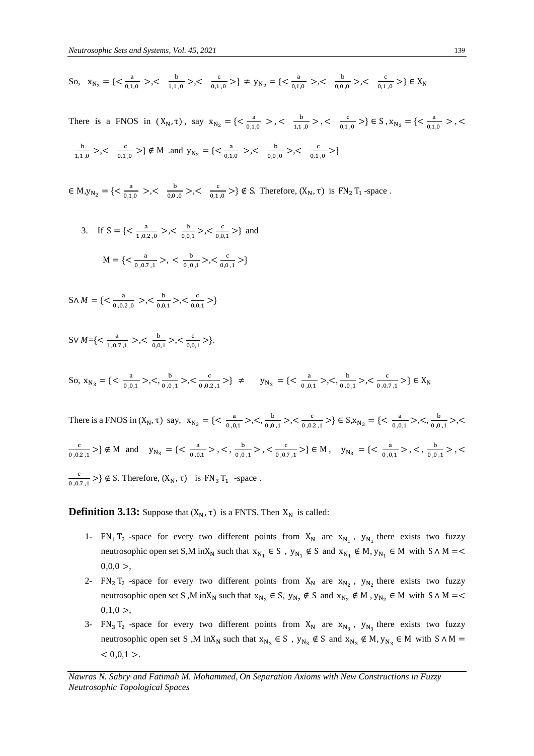So, $x_{N_2} = \{<\frac{a}{0,1,0}>,<\frac{b}{1,1,0}>,<\frac{c}{0,1,0}>\} \neq y_{N_2} = \{<\frac{a}{0,1,0}>,<\frac{b}{0,0,0}>,<\frac{c}{0,1,0}>\} \in X_N$

There is a FNOS in $(X_N, \tau)$, say $x_{N_2} = \{<\frac{a}{0,1,0}>,<\frac{b}{1,1,0}>,<\frac{c}{0,1,0}>\} \in S$, $x_{N_2} = \{<\frac{a}{0,1,0}>,<\frac{b}{1,1,0}>,<\frac{c}{0,1,0}>\} \notin M$ .and $y_{N_2} = \{<\frac{a}{0,1,0}>,<\frac{b}{0,0,0}>,<\frac{c}{0,1,0}>\}$

$\in M$, $y_{N_2} = \{<\frac{a}{0,1,0}>,<\frac{b}{0,0,0}>,<\frac{c}{0,1,0}>\} \notin S$. Therefore, $(X_N, \tau)$ is $FN_2\,T_1$ -space .

3. If $S = \{<\frac{a}{1,0.2,0}>,<\frac{b}{0,0,1}>,<\frac{c}{0,0,1}>\}$ and

   $M = \{<\frac{a}{0,0.7,1}>,<\frac{b}{0,0,1}>,<\frac{c}{0,0,1}>\}$

$S \wedge M = \{<\frac{a}{0,0.2,0}>,<\frac{b}{0,0,1}>,<\frac{c}{0,0,1}>\}$

$S \vee M = \{<\frac{a}{1,0.7,1}>,<\frac{b}{0,0,1}>,<\frac{c}{0,0,1}>\}$.

So, $x_{N_3} = \{<\frac{a}{0,0,1}>,<,\frac{b}{0,0,1}>,<\frac{c}{0,0.2,1}>\} \neq \quad y_{N_3} = \{<\frac{a}{0,0,1}>,<,\frac{b}{0,0,1}>,<\frac{c}{0,0.7,1}>\} \in X_N$

There is a FNOS in $(X_N, \tau)$ say, $x_{N_3} = \{<\frac{a}{0,0,1}>,<,\frac{b}{0,0,1}>,<\frac{c}{0,0.2,1}>\} \in S$, $x_{N_3} = \{<\frac{a}{0,0,1}>,<,\frac{b}{0,0,1}>,<\frac{c}{0,0.2,1}>\} \notin M$ and $y_{N_3} = \{<\frac{a}{0,0,1}>,<,\frac{b}{0,0,1}>,<\frac{c}{0,0.7,1}>\} \in M$, $y_{N_3} = \{<\frac{a}{0,0,1}>,<,\frac{b}{0,0,1}>,<\frac{c}{0,0.7,1}>\} \notin S$. Therefore, $(X_N, \tau)$ is $FN_3\,T_1$ -space .

**Definition 3.13:** Suppose that $(X_N, \tau)$ is a FNTS. Then $X_N$ is called:

1- $FN_1\,T_2$ -space for every two different points from $X_N$ are $x_{N_1}$, $y_{N_1}$ there exists two fuzzy neutrosophic open set S,M in $X_N$ such that $x_{N_1} \in S$, $y_{N_1} \notin S$ and $x_{N_1} \notin M$, $y_{N_1} \in M$ with $S \wedge M = <0,0,0>$,

2- $FN_2\,T_2$ -space for every two different points from $X_N$ are $x_{N_2}$, $y_{N_2}$ there exists two fuzzy neutrosophic open set S ,M in $X_N$ such that $x_{N_2} \in S$, $y_{N_2} \notin S$ and $x_{N_2} \notin M$, $y_{N_2} \in M$ with $S \wedge M = <0,1,0>$,

3- $FN_3\,T_2$ -space for every two different points from $X_N$ are $x_{N_3}$, $y_{N_3}$ there exists two fuzzy neutrosophic open set S ,M in $X_N$ such that $x_{N_3} \in S$, $y_{N_3} \notin S$ and $x_{N_3} \notin M$, $y_{N_3} \in M$ with $S \wedge M = <0,0,1>$.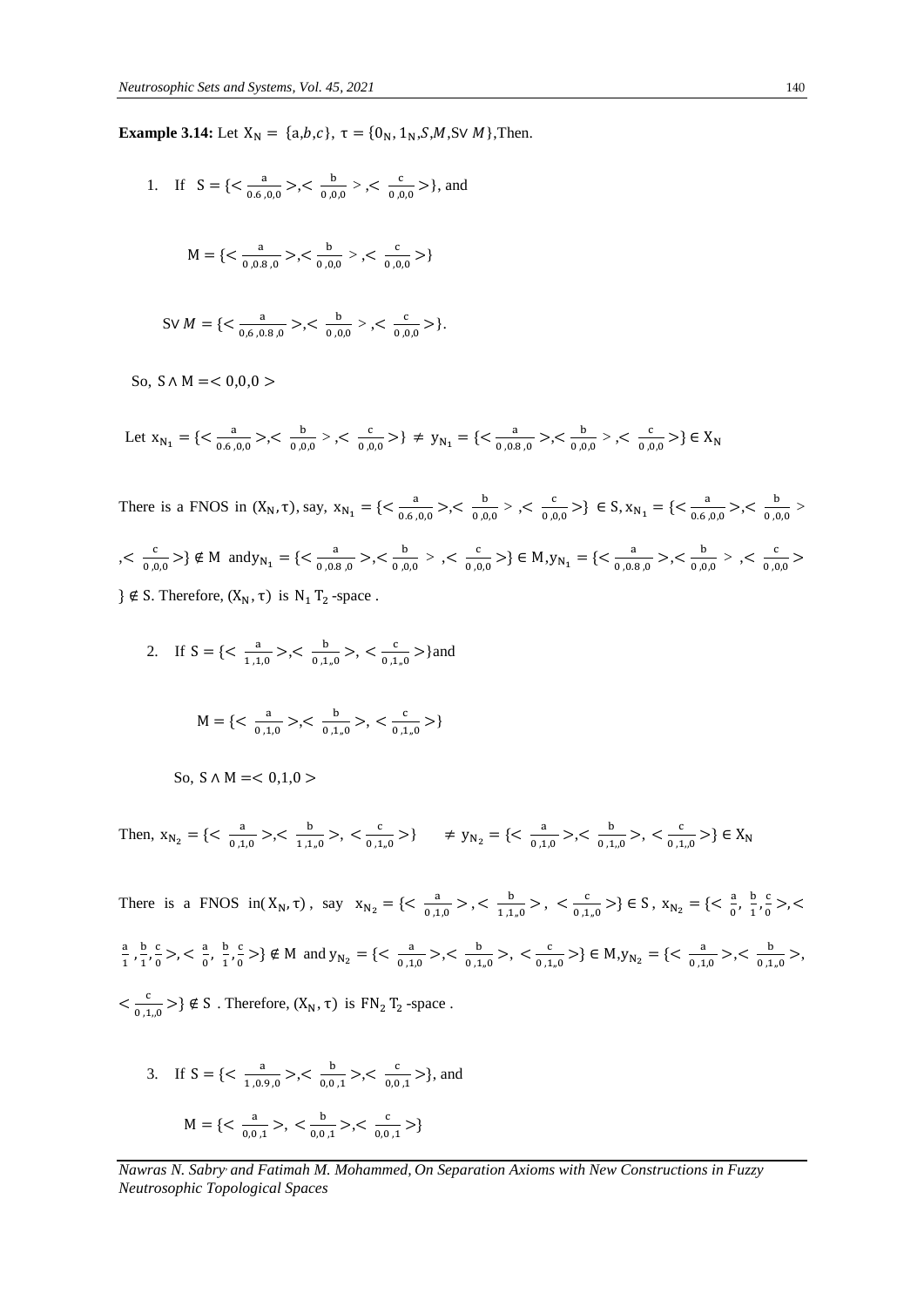**Example 3.14:** Let $X_N = \{a,b,c\}$, $\tau = \{0_N, 1_N, S, M, S\vee M\}$,Then.

1. If $S = \{< \frac{a}{0.6,0,0} >, < \frac{b}{0,0,0} >, < \frac{c}{0,0,0} >\}$, and

   $M = \{< \frac{a}{0,0.8,0} >, < \frac{b}{0,0,0} >, < \frac{c}{0,0,0} >\}$

   $S\vee M = \{< \frac{a}{0,6,0.8,0} >, < \frac{b}{0,0,0} >, < \frac{c}{0,0,0} >\}$.

So, $S \wedge M = < 0,0,0 >$

Let $x_{N_1} = \{< \frac{a}{0.6,0,0} >, < \frac{b}{0,0,0} >, < \frac{c}{0,0,0} >\} \neq y_{N_1} = \{< \frac{a}{0,0.8,0} >, < \frac{b}{0,0,0} >, < \frac{c}{0,0,0} >\} \in X_N$

There is a FNOS in $(X_N, \tau)$, say, $x_{N_1} = \{< \frac{a}{0.6,0,0} >, < \frac{b}{0,0,0} >, < \frac{c}{0,0,0} >\} \in S$, $x_{N_1} = \{< \frac{a}{0.6,0,0} >, < \frac{b}{0,0,0} >, < \frac{c}{0,0,0} >\} \notin M$ and $y_{N_1} = \{< \frac{a}{0,0.8,0} >, < \frac{b}{0,0,0} >, < \frac{c}{0,0,0} >\} \in M$, $y_{N_1} = \{< \frac{a}{0,0.8,0} >, < \frac{b}{0,0,0} >, < \frac{c}{0,0,0} >\} \notin S$. Therefore, $(X_N, \tau)$ is $N_1\ T_2$ -space .

2. If $S = \{< \frac{a}{1,1,0} >, < \frac{b}{0,1,,0} >, < \frac{c}{0,1,,0} >\}$and

   $M = \{< \frac{a}{0,1,0} >, < \frac{b}{0,1,,0} >, < \frac{c}{0,1,,0} >\}$

   So, $S \wedge M = < 0,1,0 >$

Then, $x_{N_2} = \{< \frac{a}{0,1,0} >, < \frac{b}{1,1,,0} >, < \frac{c}{0,1,,0} >\} \quad \neq y_{N_2} = \{< \frac{a}{0,1,0} >, < \frac{b}{0,1,,0} >, < \frac{c}{0,1,,0} >\} \in X_N$

There is a FNOS in$(X_N, \tau)$, say $x_{N_2} = \{< \frac{a}{0,1,0} >, < \frac{b}{1,1,,0} >, < \frac{c}{0,1,,0} >\} \in S$, $x_{N_2} = \{< \frac{a}{0}, \frac{b}{1}, \frac{c}{0} >, < \frac{a}{1}, \frac{b}{1}, \frac{c}{0} >, < \frac{a}{0}, \frac{b}{1}, \frac{c}{0} >\} \notin M$ and $y_{N_2} = \{< \frac{a}{0,1,0} >, < \frac{b}{0,1,,0} >, < \frac{c}{0,1,,0} >\} \in M$, $y_{N_2} = \{< \frac{a}{0,1,0} >, < \frac{b}{0,1,,0} >, < \frac{c}{0,1,,0} >\} \notin S$ . Therefore, $(X_N, \tau)$ is $FN_2\ T_2$ -space .

3. If $S = \{< \frac{a}{1,0.9,0} >, < \frac{b}{0,0,1} >, < \frac{c}{0,0,1} >\}$, and

   $M = \{< \frac{a}{0,0,1} >, < \frac{b}{0,0,1} >, < \frac{c}{0,0,1} >\}$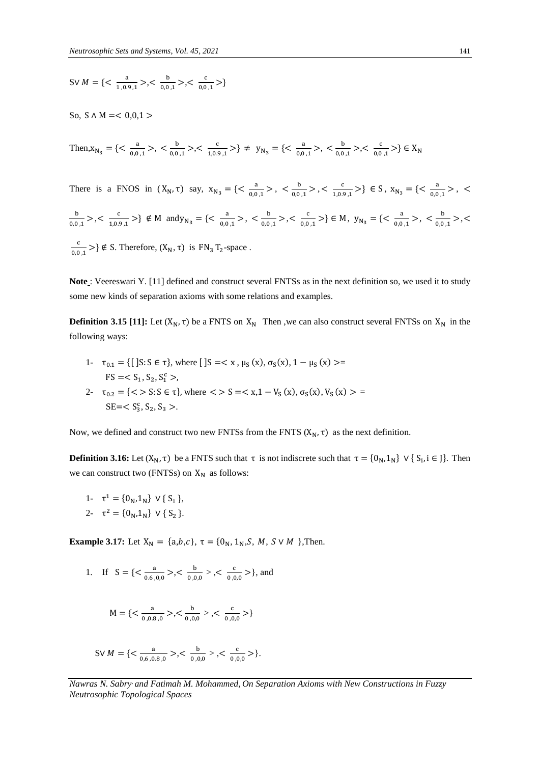$S \vee M = \{< \frac{a}{1,0.9,1} >, < \frac{b}{0,0,1} >, < \frac{c}{0,0,1} >\}$

So, $S \wedge M =< 0,0,1 >$

Then, $x_{N_3} = \{< \frac{a}{0,0,1} >, < \frac{b}{0,0,1} >, < \frac{c}{1,0.9,1} >\} \neq y_{N_3} = \{< \frac{a}{0,0,1} >, < \frac{b}{0,0,1} >, < \frac{c}{0,0,1} >\} \in X_N$

There is a FNOS in $(X_N, \tau)$ say, $x_{N_3} = \{< \frac{a}{0,0,1} >, < \frac{b}{0,0,1} >, < \frac{c}{1,0.9,1} >\} \in S$, $x_{N_3} = \{< \frac{a}{0,0,1} >, < \frac{b}{0,0,1} >, < \frac{c}{1,0.9,1} >\} \notin M$ and $y_{N_3} = \{< \frac{a}{0,0,1} >, < \frac{b}{0,0,1} >, < \frac{c}{0,0,1} >\} \in M$, $y_{N_3} = \{< \frac{a}{0,0,1} >, < \frac{b}{0,0,1} >, < \frac{c}{0,0,1} >\} \notin S$. Therefore, $(X_N, \tau)$ is $FN_3\ T_2$-space .

**Note** : Veereswari Y. [11] defined and construct several FNTSs as in the next definition so, we used it to study some new kinds of separation axioms with some relations and examples.

**Definition 3.15 [11]:** Let $(X_N, \tau)$ be a FNTS on $X_N$ Then ,we can also construct several FNTSs on $X_N$ in the following ways:

1- $\tau_{0.1} = \{[\,]S : S \in \tau\}$, where $[\,]S =< x, \mu_S(x), \sigma_S(x), 1 - \mu_S(x) >=$ $FS =< S_1, S_2, S_1^c >$,

2- $\tau_{0.2} = \{<> S : S \in \tau\}$, where $<> S =< x, 1 - V_S(x), \sigma_S(x), V_S(x) > =$ $SE =< S_3^c, S_2, S_3 >$.

Now, we defined and construct two new FNTSs from the FNTS $(X_N, \tau)$ as the next definition.

**Definition 3.16:** Let $(X_N, \tau)$ be a FNTS such that $\tau$ is not indiscrete such that $\tau = \{0_N, 1_N\} \vee \{S_i, i \in J\}$. Then we can construct two (FNTSs) on $X_N$ as follows:

1- $\tau^1 = \{0_N, 1_N\} \vee \{S_1\}$,

2- $\tau^2 = \{0_N, 1_N\} \vee \{S_2\}$.

**Example 3.17:** Let $X_N = \{a, b, c\}$, $\tau = \{0_N, 1_N, S, M, S \vee M\}$,Then.

1. If $S = \{< \frac{a}{0.6,0,0} >, < \frac{b}{0,0,0} >, < \frac{c}{0,0,0} >\}$, and

$M = \{< \frac{a}{0,0.8,0} >, < \frac{b}{0,0,0} >, < \frac{c}{0,0,0} >\}$

$S \vee M = \{< \frac{a}{0.6,0.8,0} >, < \frac{b}{0,0,0} >, < \frac{c}{0,0,0} >\}$.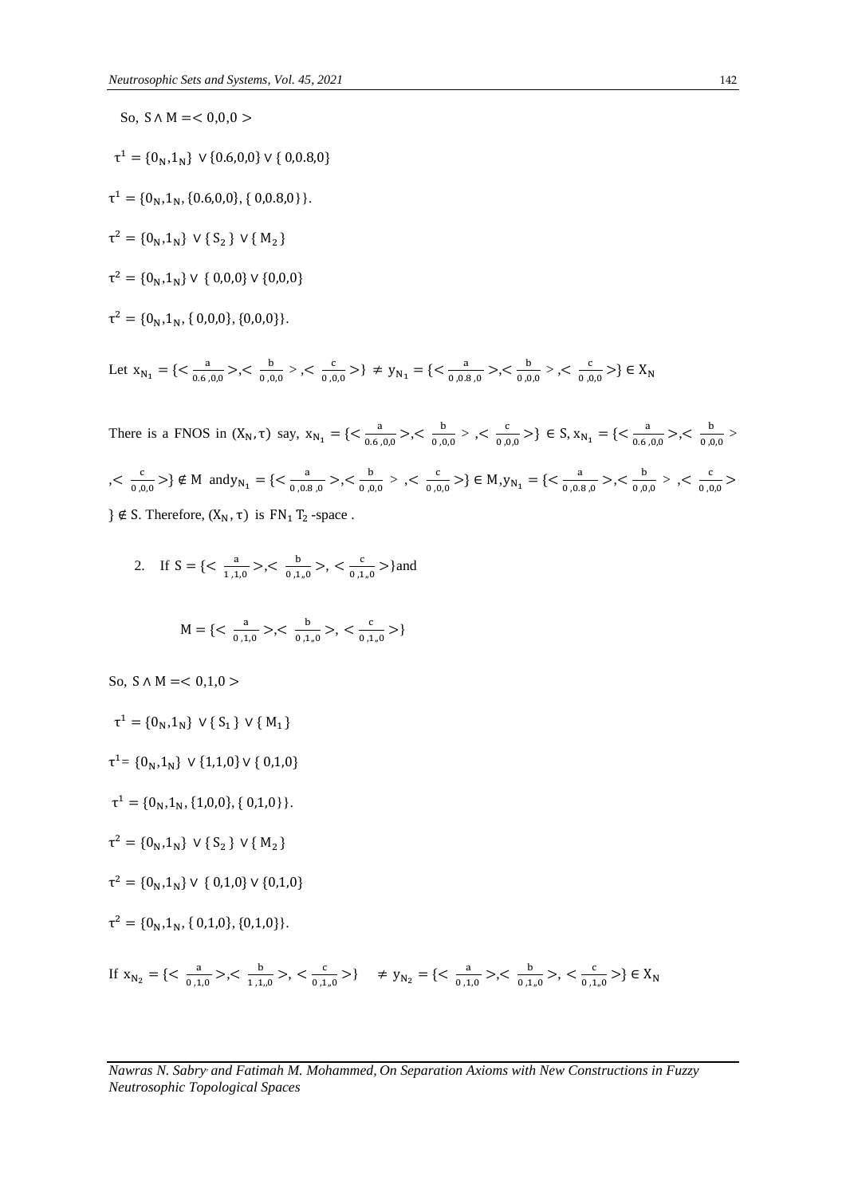So, $S \wedge M = < 0,0,0 >$

$\tau^1 = \{0_N, 1_N\} \vee \{0.6,0,0\} \vee \{0,0.8,0\}$

$\tau^1 = \{0_N, 1_N, \{0.6,0,0\}, \{0,0.8,0\}\}$.

$\tau^2 = \{0_N, 1_N\} \vee \{S_2\} \vee \{M_2\}$

$\tau^2 = \{0_N, 1_N\} \vee \{0,0,0\} \vee \{0,0,0\}$

$\tau^2 = \{0_N, 1_N, \{0,0,0\}, \{0,0,0\}\}$.

Let $x_{N_1} = \{< \frac{a}{0.6,0,0} >, < \frac{b}{0,0,0} >, < \frac{c}{0,0,0} >\} \neq y_{N_1} = \{< \frac{a}{0,0.8,0} >, < \frac{b}{0,0,0} >, < \frac{c}{0,0,0} >\} \in X_N$

There is a FNOS in $(X_N, \tau)$ say, $x_{N_1} = \{< \frac{a}{0.6,0,0} >, < \frac{b}{0,0,0} >, < \frac{c}{0,0,0} >\} \in S$, $x_{N_1} = \{< \frac{a}{0.6,0,0} >, < \frac{b}{0,0,0} >, < \frac{c}{0,0,0} >\} \notin M$ and $y_{N_1} = \{< \frac{a}{0,0.8,0} >, < \frac{b}{0,0,0} >, < \frac{c}{0,0,0} >\} \in M$, $y_{N_1} = \{< \frac{a}{0,0.8,0} >, < \frac{b}{0,0,0} >, < \frac{c}{0,0,0} >\} \notin S$. Therefore, $(X_N, \tau)$ is $FN_1 T_2$-space .

2. If $S = \{< \frac{a}{1,1,0} >, < \frac{b}{0,1,,0} >, < \frac{c}{0,1,,0} >\}$ and

$$M = \{< \frac{a}{0,1,0} >, < \frac{b}{0,1,,0} >, < \frac{c}{0,1,,0} >\}$$

So, $S \wedge M = < 0,1,0 >$

$\tau^1 = \{0_N, 1_N\} \vee \{S_1\} \vee \{M_1\}$

$\tau^1 = \{0_N, 1_N\} \vee \{1,1,0\} \vee \{0,1,0\}$

$\tau^1 = \{0_N, 1_N, \{1,0,0\}, \{0,1,0\}\}$.

$\tau^2 = \{0_N, 1_N\} \vee \{S_2\} \vee \{M_2\}$

$\tau^2 = \{0_N, 1_N\} \vee \{0,1,0\} \vee \{0,1,0\}$

$\tau^2 = \{0_N, 1_N, \{0,1,0\}, \{0,1,0\}\}$.

If $x_{N_2} = \{< \frac{a}{0,1,0} >, < \frac{b}{1,1,,0} >, < \frac{c}{0,1,,0} >\} \neq y_{N_2} = \{< \frac{a}{0,1,0} >, < \frac{b}{0,1,,0} >, < \frac{c}{0,1,,0} >\} \in X_N$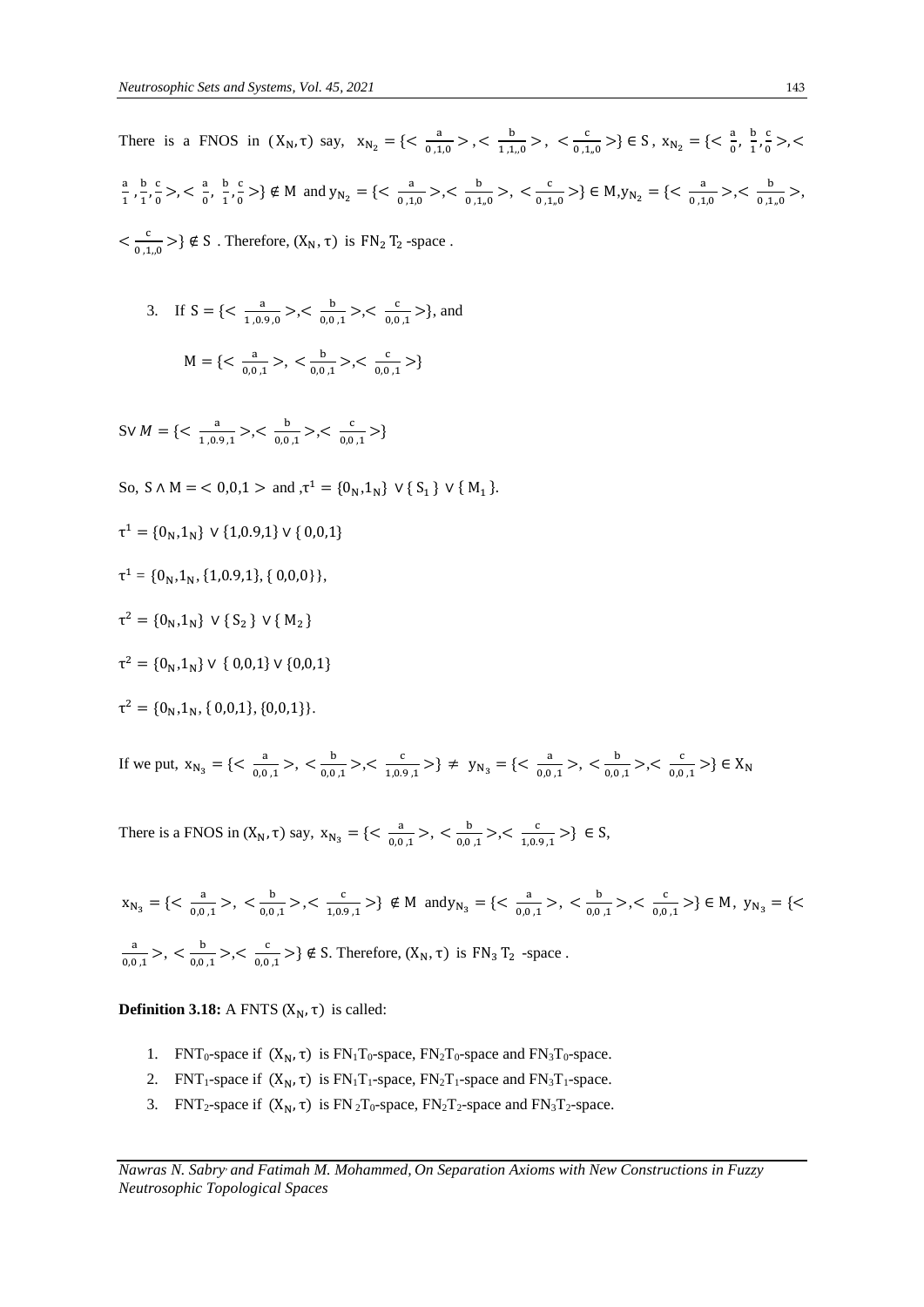There is a FNOS in $(X_N, \tau)$ say, $x_{N_2} = \{< \frac{a}{0,1,0} >, < \frac{b}{1,1,,0} >, < \frac{c}{0,1,,0} >\} \in S$, $x_{N_2} = \{< \frac{a}{0}, \frac{b}{1}, \frac{c}{0} >, < \frac{a}{1}, \frac{b}{1}, \frac{c}{0} >, < \frac{a}{0}, \frac{b}{1}, \frac{c}{0} >\} \notin M$ and $y_{N_2} = \{< \frac{a}{0,1,0} >, < \frac{b}{0,1,,0} >, < \frac{c}{0,1,,0} >\} \in M$, $y_{N_2} = \{< \frac{a}{0,1,0} >, < \frac{b}{0,1,,0} >, < \frac{c}{0,1,,0} >\} \notin S$ . Therefore, $(X_N, \tau)$ is $FN_2 T_2$ -space .

3. If $S = \{< \frac{a}{1,0.9,0} >, < \frac{b}{0,0,1} >, < \frac{c}{0,0,1} >\}$, and

   $M = \{< \frac{a}{0,0,1} >, < \frac{b}{0,0,1} >, < \frac{c}{0,0,1} >\}$

$S \vee M = \{< \frac{a}{1,0.9,1} >, < \frac{b}{0,0,1} >, < \frac{c}{0,0,1} >\}$

So, $S \wedge M = < 0,0,1 >$ and ,$\tau^1 = \{0_N, 1_N\} \vee \{S_1\} \vee \{M_1\}$.

$\tau^1 = \{0_N, 1_N\} \vee \{1,0.9,1\} \vee \{0,0,1\}$

$\tau^1 = \{0_N, 1_N, \{1,0.9,1\}, \{0,0,0\}\}$,

$\tau^2 = \{0_N, 1_N\} \vee \{S_2\} \vee \{M_2\}$

$\tau^2 = \{0_N, 1_N\} \vee \{0,0,1\} \vee \{0,0,1\}$

$\tau^2 = \{0_N, 1_N, \{0,0,1\}, \{0,0,1\}\}$.

If we put, $x_{N_3} = \{< \frac{a}{0,0,1} >, < \frac{b}{0,0,1} >, < \frac{c}{1,0.9,1} >\} \neq y_{N_3} = \{< \frac{a}{0,0,1} >, < \frac{b}{0,0,1} >, < \frac{c}{0,0,1} >\} \in X_N$

There is a FNOS in $(X_N, \tau)$ say, $x_{N_3} = \{< \frac{a}{0,0,1} >, < \frac{b}{0,0,1} >, < \frac{c}{1,0.9,1} >\} \in S$,

$x_{N_3} = \{< \frac{a}{0,0,1} >, < \frac{b}{0,0,1} >, < \frac{c}{1,0.9,1} >\} \notin M$ and $y_{N_3} = \{< \frac{a}{0,0,1} >, < \frac{b}{0,0,1} >, < \frac{c}{0,0,1} >\} \in M$, $y_{N_3} = \{< \frac{a}{0,0,1} >, < \frac{b}{0,0,1} >, < \frac{c}{0,0,1} >\} \notin S$. Therefore, $(X_N, \tau)$ is $FN_3 T_2$ -space .

**Definition 3.18:** A FNTS $(X_N, \tau)$ is called:

1. $FNT_0$-space if $(X_N, \tau)$ is $FN_1T_0$-space, $FN_2T_0$-space and $FN_3T_0$-space.
2. $FNT_1$-space if $(X_N, \tau)$ is $FN_1T_1$-space, $FN_2T_1$-space and $FN_3T_1$-space.
3. $FNT_2$-space if $(X_N, \tau)$ is $FN_2T_0$-space, $FN_2T_2$-space and $FN_3T_2$-space.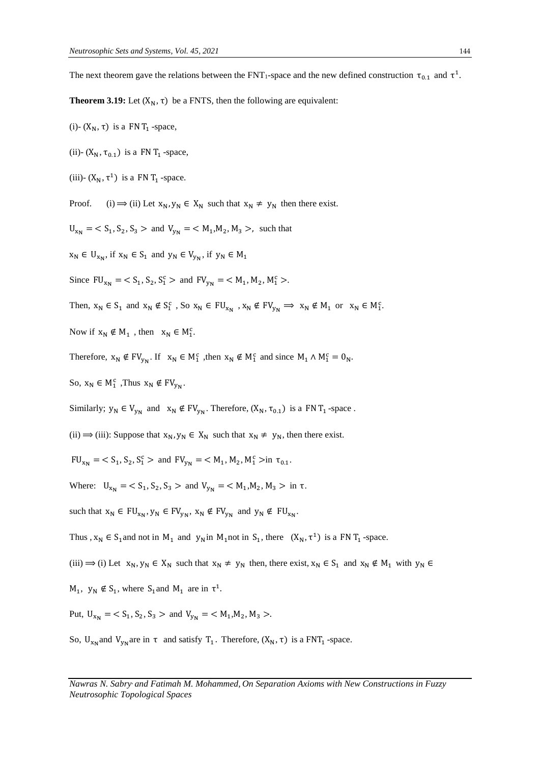The next theorem gave the relations between the FNT$_1$-space and the new defined construction $\tau_{0.1}$ and $\tau^1$.

**Theorem 3.19:** Let $(X_N, \tau)$ be a FNTS, then the following are equivalent:

(i)- $(X_N, \tau)$ is a $\mathrm{FN}\,T_1$ -space,

(ii)- $(X_N, \tau_{0.1})$ is a $\mathrm{FN}\,T_1$ -space,

(iii)- $(X_N, \tau^1)$ is a $\mathrm{FN}\,T_1$ -space.

Proof. (i) $\Longrightarrow$ (ii) Let $x_N, y_N \in X_N$ such that $x_N \neq y_N$ then there exist.

$U_{x_N} = < S_1, S_2, S_3 >$ and $V_{y_N} = < M_1, M_2, M_3 >$, such that

$x_N \in U_{x_N}$, if $x_N \in S_1$ and $y_N \in V_{y_N}$, if $y_N \in M_1$

Since $FU_{x_N} = < S_1, S_2, S_1^c >$ and $FV_{y_N} = < M_1, M_2, M_1^c >$.

Then, $x_N \in S_1$ and $x_N \notin S_1^c$ , So $x_N \in FU_{x_N}$ , $x_N \notin FV_{y_N} \Longrightarrow x_N \notin M_1$ or $x_N \in M_1^c$.

Now if $x_N \notin M_1$ , then $x_N \in M_1^c$.

Therefore, $x_N \notin FV_{y_N}$. If $x_N \in M_1^c$ ,then $x_N \notin M_1^c$ and since $M_1 \wedge M_1^c = 0_N$.

So, $x_N \in M_1^c$ ,Thus $x_N \notin FV_{y_N}$.

Similarly; $y_N \in V_{y_N}$ and $x_N \notin FV_{y_N}$. Therefore, $(X_N, \tau_{0.1})$ is a $\mathrm{FN}\,T_1$ -space .

(ii) $\Longrightarrow$ (iii): Suppose that $x_N, y_N \in X_N$ such that $x_N \neq y_N$, then there exist.

$FU_{x_N} = < S_1, S_2, S_1^c >$ and $FV_{y_N} = < M_1, M_2, M_1^c >$in $\tau_{0.1}$.

Where: $U_{x_N} = < S_1, S_2, S_3 >$ and $V_{y_N} = < M_1, M_2, M_3 >$ in $\tau$.

such that $x_N \in FU_{x_N}, y_N \in FV_{y_N}$, $x_N \notin FV_{y_N}$ and $y_N \notin FU_{x_N}$.

Thus , $x_N \in S_1$and not in $M_1$ and $y_N$in $M_1$not in $S_1$, there $(X_N, \tau^1)$ is a $\mathrm{FN}\,T_1$ -space.

(iii) $\Longrightarrow$ (i) Let $x_N, y_N \in X_N$ such that $x_N \neq y_N$ then, there exist, $x_N \in S_1$ and $x_N \notin M_1$ with $y_N \in M_1$, $y_N \notin S_1$, where $S_1$and $M_1$ are in $\tau^1$.

Put, $U_{x_N} = < S_1, S_2, S_3 >$ and $V_{y_N} = < M_1, M_2, M_3 >$.

So, $U_{x_N}$and $V_{y_N}$are in $\tau$ and satisfy $T_1$. Therefore, $(X_N, \tau)$ is a $\mathrm{FNT}_1$ -space.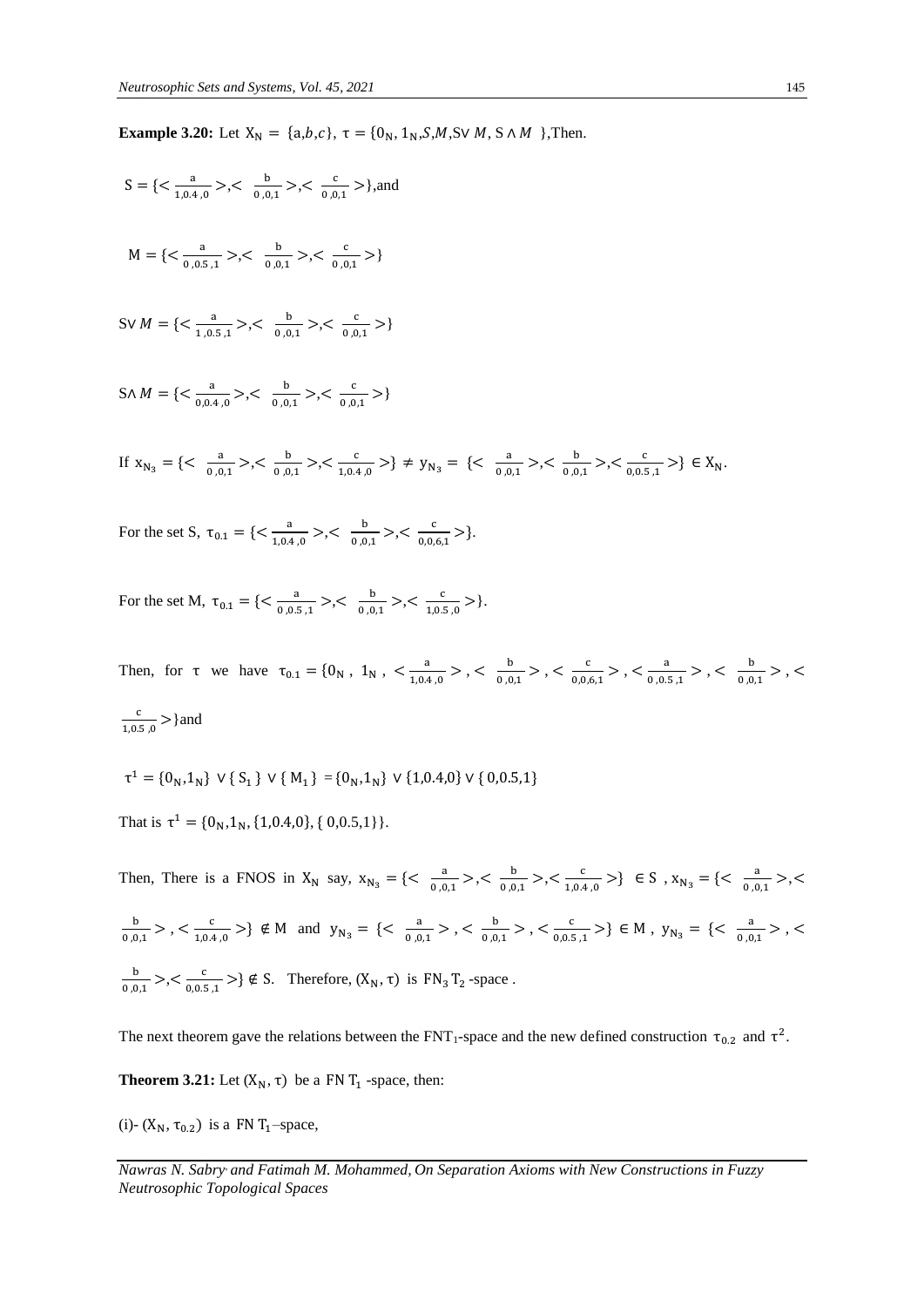**Example 3.20:** Let $X_N = \{a,b,c\}$, $\tau = \{0_N, 1_N, S, M, S \vee M, S \wedge M\}$,Then.

$S = \{< \frac{a}{1,0.4,0} >, < \frac{b}{0,0,1} >, < \frac{c}{0,0,1} >\}$,and

$M = \{< \frac{a}{0,0.5,1} >, < \frac{b}{0,0,1} >, < \frac{c}{0,0,1} >\}$

$S \vee M = \{< \frac{a}{1,0.5,1} >, < \frac{b}{0,0,1} >, < \frac{c}{0,0,1} >\}$

$S \wedge M = \{< \frac{a}{0,0.4,0} >, < \frac{b}{0,0,1} >, < \frac{c}{0,0,1} >\}$

If $x_{N_3} = \{< \frac{a}{0,0,1} >, < \frac{b}{0,0,1} >, < \frac{c}{1,0.4,0} >\} \neq y_{N_3} = \{< \frac{a}{0,0,1} >, < \frac{b}{0,0,1} >, < \frac{c}{0,0.5,1} >\} \in X_N$.

For the set S, $\tau_{0.1} = \{< \frac{a}{1,0.4,0} >, < \frac{b}{0,0,1} >, < \frac{c}{0,0,6,1} >\}$.

For the set M, $\tau_{0.1} = \{< \frac{a}{0,0.5,1} >, < \frac{b}{0,0,1} >, < \frac{c}{1,0.5,0} >\}$.

Then, for $\tau$ we have $\tau_{0.1} = \{0_N, 1_N, < \frac{a}{1,0.4,0} >, < \frac{b}{0,0,1} >, < \frac{c}{0,0,6,1} >, < \frac{a}{0,0.5,1} >, < \frac{b}{0,0,1} >, < \frac{c}{1,0.5,0} >\}$and

$\tau^1 = \{0_N, 1_N\} \vee \{S_1\} \vee \{M_1\} = \{0_N, 1_N\} \vee \{1,0.4,0\} \vee \{0,0.5,1\}$

That is $\tau^1 = \{0_N, 1_N, \{1,0.4,0\}, \{0,0.5,1\}\}$.

Then, There is a FNOS in $X_N$ say, $x_{N_3} = \{< \frac{a}{0,0,1} >, < \frac{b}{0,0,1} >, < \frac{c}{1,0.4,0} >\} \in S$, $x_{N_3} = \{< \frac{a}{0,0,1} >, < \frac{b}{0,0,1} >, < \frac{c}{1,0.4,0} >\} \notin M$ and $y_{N_3} = \{< \frac{a}{0,0,1} >, < \frac{b}{0,0,1} >, < \frac{c}{0,0.5,1} >\} \in M$, $y_{N_3} = \{< \frac{a}{0,0,1} >, < \frac{b}{0,0,1} >, < \frac{c}{0,0.5,1} >\} \notin S$. Therefore, $(X_N, \tau)$ is $FN_3T_2$ -space .

The next theorem gave the relations between the $FNT_1$-space and the new defined construction $\tau_{0.2}$ and $\tau^2$.

**Theorem 3.21:** Let $(X_N, \tau)$ be a $FN\,T_1$ -space, then:

(i)- $(X_N, \tau_{0.2})$ is a $FN\,T_1$–space,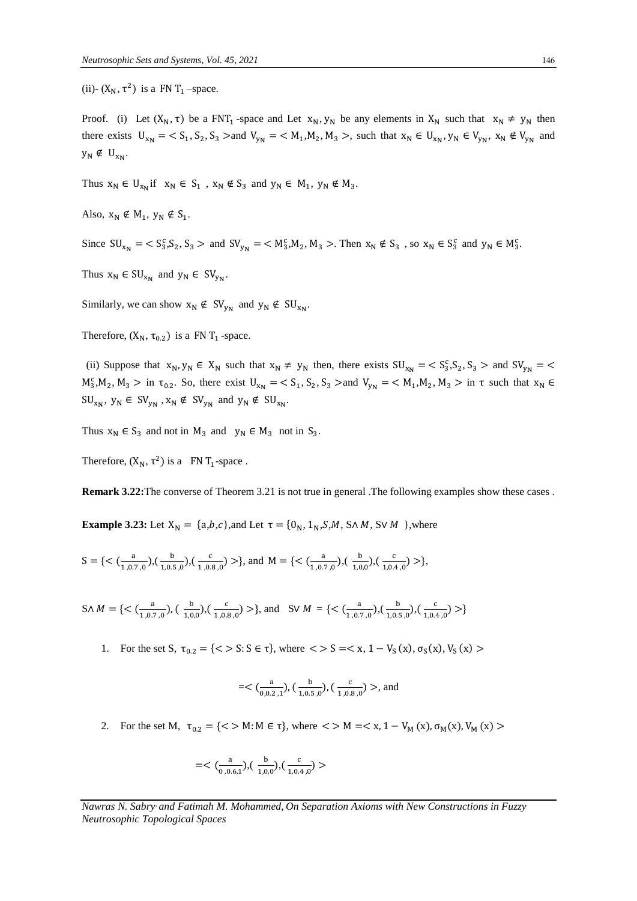(ii)- $(X_N, \tau^2)$ is a FN $T_1$ –space.

Proof. (i) Let $(X_N, \tau)$ be a FN$T_1$ -space and Let $x_N, y_N$ be any elements in $X_N$ such that $x_N \neq y_N$ then there exists $U_{x_N} = < S_1, S_2, S_3 >$and $V_{y_N} = < M_1, M_2, M_3 >$, such that $x_N \in U_{x_N}, y_N \in V_{y_N}$, $x_N \notin V_{y_N}$ and $y_N \notin U_{x_N}$.

Thus $x_N \in U_{x_N}$if $x_N \in S_1$ , $x_N \notin S_3$ and $y_N \in M_1$, $y_N \notin M_3$.

Also, $x_N \notin M_1$, $y_N \notin S_1$.

Since $SU_{x_N} = < S_3^c, S_2, S_3 >$ and $SV_{y_N} = < M_3^c, M_2, M_3 >$. Then $x_N \notin S_3$ , so $x_N \in S_3^c$ and $y_N \in M_3^c$.

Thus $x_N \in SU_{x_N}$ and $y_N \in SV_{y_N}$.

Similarly, we can show $x_N \notin SV_{y_N}$ and $y_N \notin SU_{x_N}$.

Therefore, $(X_N, \tau_{0.2})$ is a FN $T_1$ -space.

(ii) Suppose that $x_N, y_N \in X_N$ such that $x_N \neq y_N$ then, there exists $SU_{x_N} = < S_3^c, S_2, S_3 >$ and $SV_{y_N} = < M_3^c, M_2, M_3 >$ in $\tau_{0.2}$. So, there exist $U_{x_N} = < S_1, S_2, S_3 >$and $V_{y_N} = < M_1, M_2, M_3 >$ in $\tau$ such that $x_N \in SU_{x_N}$, $y_N \in SV_{y_N}$ , $x_N \notin SV_{y_N}$ and $y_N \notin SU_{x_N}$.

Thus $x_N \in S_3$ and not in $M_3$ and $y_N \in M_3$ not in $S_3$.

Therefore, $(X_N, \tau^2)$ is a FN $T_1$-space .

**Remark 3.22:**The converse of Theorem 3.21 is not true in general .The following examples show these cases .

**Example 3.23:** Let $X_N = \{a,b,c\}$,and Let $\tau = \{0_N, 1_N, S, M, S\wedge M, S\vee M\}$,where

$S = \{< (\frac{a}{1,0.7,0}),(\frac{b}{1,0.5,0}),(\frac{c}{1,0.8,0}) >\}$, and $M = \{< (\frac{a}{1,0.7,0}),(\frac{b}{1,0,0}),(\frac{c}{1,0.4,0}) >\}$,

$S\wedge M = \{< (\frac{a}{1,0.7,0}),(\frac{b}{1,0,0}),(\frac{c}{1,0.8,0}) >\}$, and $S\vee M = \{< (\frac{a}{1,0.7,0}),(\frac{b}{1,0.5,0}),(\frac{c}{1,0.4,0}) >\}$

1. For the set S, $\tau_{0.2} = \{<> S: S \in \tau\}$, where $<> S =< x, 1 - V_S(x), \sigma_S(x), V_S(x) >$

$$=< (\frac{a}{0,0.2,1}),(\frac{b}{1,0.5,0}),(\frac{c}{1,0.8,0}) >, \text{ and}$$

2. For the set M, $\tau_{0.2} = \{<> M: M \in \tau\}$, where $<> M =< x, 1 - V_M(x), \sigma_M(x), V_M(x) >$

$$=< (\frac{a}{0,0.6,1}),(\frac{b}{1,0,0}),(\frac{c}{1,0.4,0}) >$$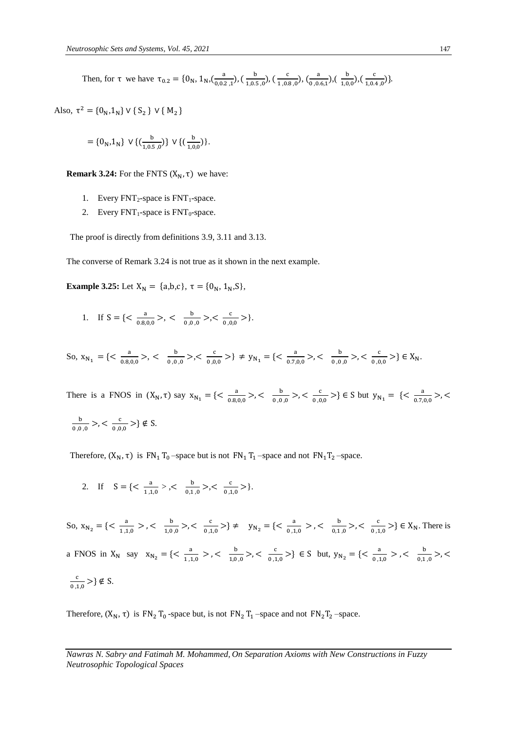Then, for $\tau$ we have $\tau_{0.2} = \{0_N, 1_N, (\frac{a}{0,0.2,1}), (\frac{b}{1,0.5,0}), (\frac{c}{1,0.8,0}), (\frac{a}{0,0.6,1}), (\frac{b}{1,0,0}), (\frac{c}{1,0.4,0})\}$.

Also, $\tau^2 = \{0_N, 1_N\} \vee \{S_2\} \vee \{M_2\}$

$= \{0_N, 1_N\} \vee \{(\frac{b}{1,0.5,0})\} \vee \{(\frac{b}{1,0,0})\}$.

**Remark 3.24:** For the FNTS $(X_N, \tau)$ we have:

1. Every $FNT_2$-space is $FNT_1$-space.
2. Every $FNT_1$-space is $FNT_0$-space.

The proof is directly from definitions 3.9, 3.11 and 3.13.

The converse of Remark 3.24 is not true as it shown in the next example.

**Example 3.25:** Let $X_N = \{a,b,c\}$, $\tau = \{0_N, 1_N, S\}$,

1. If $S = \{< \frac{a}{0.8,0,0} >, < \frac{b}{0,0,0} >, < \frac{c}{0,0,0} >\}$.

So, $x_{N_1} = \{< \frac{a}{0.8,0,0} >, < \frac{b}{0,0,0} >, < \frac{c}{0,0,0} >\} \neq y_{N_1} = \{< \frac{a}{0.7,0,0} >, < \frac{b}{0,0,0} >, < \frac{c}{0,0,0} >\} \in X_N$.

There is a FNOS in $(X_N, \tau)$ say $x_{N_1} = \{< \frac{a}{0.8,0,0} >, < \frac{b}{0,0,0} >, < \frac{c}{0,0,0} >\} \in S$ but $y_{N_1} = \{< \frac{a}{0.7,0,0} >, < \frac{b}{0,0,0} >, < \frac{c}{0,0,0} >\} \notin S$.

Therefore, $(X_N, \tau)$ is $FN_1 T_0$ –space but is not $FN_1 T_1$ –space and not $FN_1 T_2$ –space.

2. If $S = \{< \frac{a}{1,1,0} >, < \frac{b}{0,1,0} >, < \frac{c}{0,1,0} >\}$.

So, $x_{N_2} = \{< \frac{a}{1,1,0} >, < \frac{b}{1,0,0} >, < \frac{c}{0,1,0} >\} \neq y_{N_2} = \{< \frac{a}{0,1,0} >, < \frac{b}{0,1,0} >, < \frac{c}{0,1,0} >\} \in X_N$. There is a FNOS in $X_N$ say $x_{N_2} = \{< \frac{a}{1,1,0} >, < \frac{b}{1,0,0} >, < \frac{c}{0,1,0} >\} \in S$ but, $y_{N_2} = \{< \frac{a}{0,1,0} >, < \frac{b}{0,1,0} >, < \frac{c}{0,1,0} >\} \notin S$.

Therefore, $(X_N, \tau)$ is $FN_2 T_0$ -space but, is not $FN_2 T_1$ –space and not $FN_2 T_2$ –space.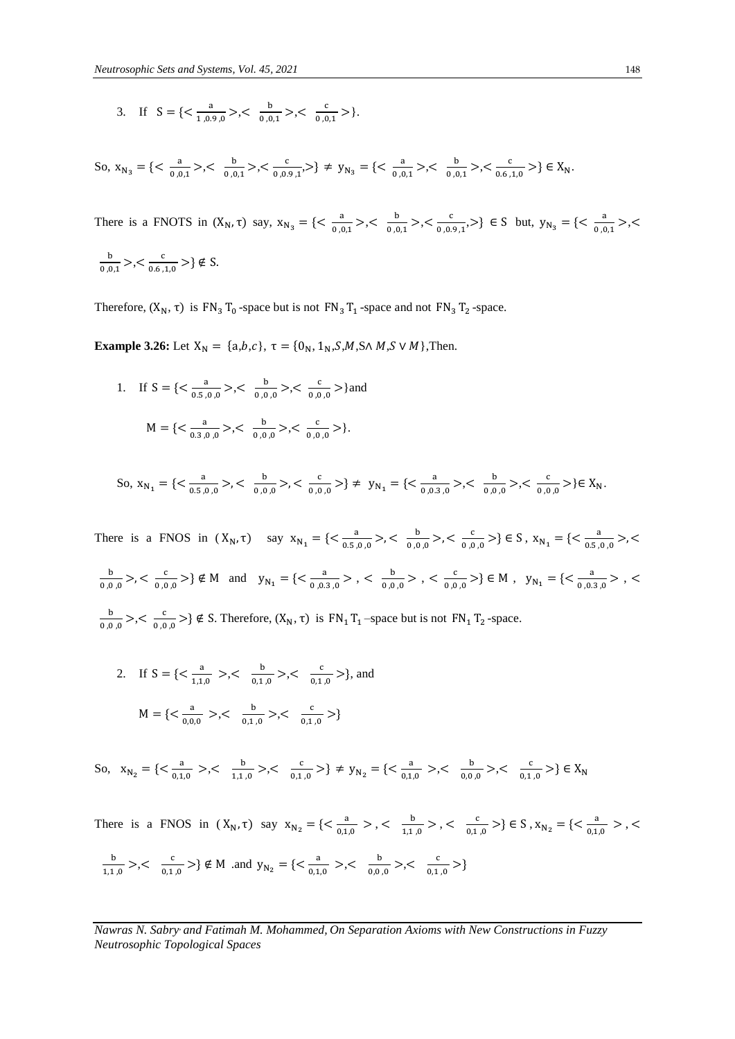3. If $S = \{< \frac{a}{1,0.9,0} >, < \frac{b}{0,0,1} >, < \frac{c}{0,0,1} >\}$.

So, $x_{N_3} = \{< \frac{a}{0,0,1} >, < \frac{b}{0,0,1} >, < \frac{c}{0,0.9,1}, >\} \neq y_{N_3} = \{< \frac{a}{0,0,1} >, < \frac{b}{0,0,1} >, < \frac{c}{0.6,1,0} >\} \in X_N$.

There is a FNOTS in $(X_N, \tau)$ say, $x_{N_3} = \{< \frac{a}{0,0,1} >, < \frac{b}{0,0,1} >, < \frac{c}{0,0.9,1}, >\} \in S$ but, $y_{N_3} = \{< \frac{a}{0,0,1} >, < \frac{b}{0,0,1} >, < \frac{c}{0.6,1,0} >\} \notin S$.

Therefore, $(X_N, \tau)$ is $FN_3\, T_0$ -space but is not $FN_3\, T_1$ -space and not $FN_3\, T_2$ -space.

**Example 3.26:** Let $X_N = \{a, b, c\}$, $\tau = \{0_N, 1_N, S, M, S \wedge M, S \vee M\}$,Then.

1. If $S = \{< \frac{a}{0.5,0,0} >, < \frac{b}{0,0,0} >, < \frac{c}{0,0,0} >\}$and

   $M = \{< \frac{a}{0.3,0,0} >, < \frac{b}{0,0,0} >, < \frac{c}{0,0,0} >\}$.

   So, $x_{N_1} = \{< \frac{a}{0.5,0,0} >, < \frac{b}{0,0,0} >, < \frac{c}{0,0,0} >\} \neq y_{N_1} = \{< \frac{a}{0,0.3,0} >, < \frac{b}{0,0,0} >, < \frac{c}{0,0,0} >\} \in X_N$.

There is a FNOS in $(X_N, \tau)$ say $x_{N_1} = \{< \frac{a}{0.5,0,0} >, < \frac{b}{0,0,0} >, < \frac{c}{0,0,0} >\} \in S$, $x_{N_1} = \{< \frac{a}{0.5,0,0} >, < \frac{b}{0,0,0} >, < \frac{c}{0,0,0} >\} \notin M$ and $y_{N_1} = \{< \frac{a}{0,0.3,0} >, < \frac{b}{0,0,0} >, < \frac{c}{0,0,0} >\} \in M$, $y_{N_1} = \{< \frac{a}{0,0.3,0} >, < \frac{b}{0,0,0} >, < \frac{c}{0,0,0} >\} \notin S$. Therefore, $(X_N, \tau)$ is $FN_1\, T_1$ –space but is not $FN_1\, T_2$ -space.

2. If $S = \{< \frac{a}{1,1,0} >, < \frac{b}{0,1,0} >, < \frac{c}{0,1,0} >\}$, and

   $M = \{< \frac{a}{0,0,0} >, < \frac{b}{0,1,0} >, < \frac{c}{0,1,0} >\}$

   So, $x_{N_2} = \{< \frac{a}{0,1,0} >, < \frac{b}{1,1,0} >, < \frac{c}{0,1,0} >\} \neq y_{N_2} = \{< \frac{a}{0,1,0} >, < \frac{b}{0,0,0} >, < \frac{c}{0,1,0} >\} \in X_N$

There is a FNOS in $(X_N, \tau)$ say $x_{N_2} = \{< \frac{a}{0,1,0} >, < \frac{b}{1,1,0} >, < \frac{c}{0,1,0} >\} \in S$, $x_{N_2} = \{< \frac{a}{0,1,0} >, < \frac{b}{1,1,0} >, < \frac{c}{0,1,0} >\} \notin M$ .and $y_{N_2} = \{< \frac{a}{0,1,0} >, < \frac{b}{0,0,0} >, < \frac{c}{0,1,0} >\}$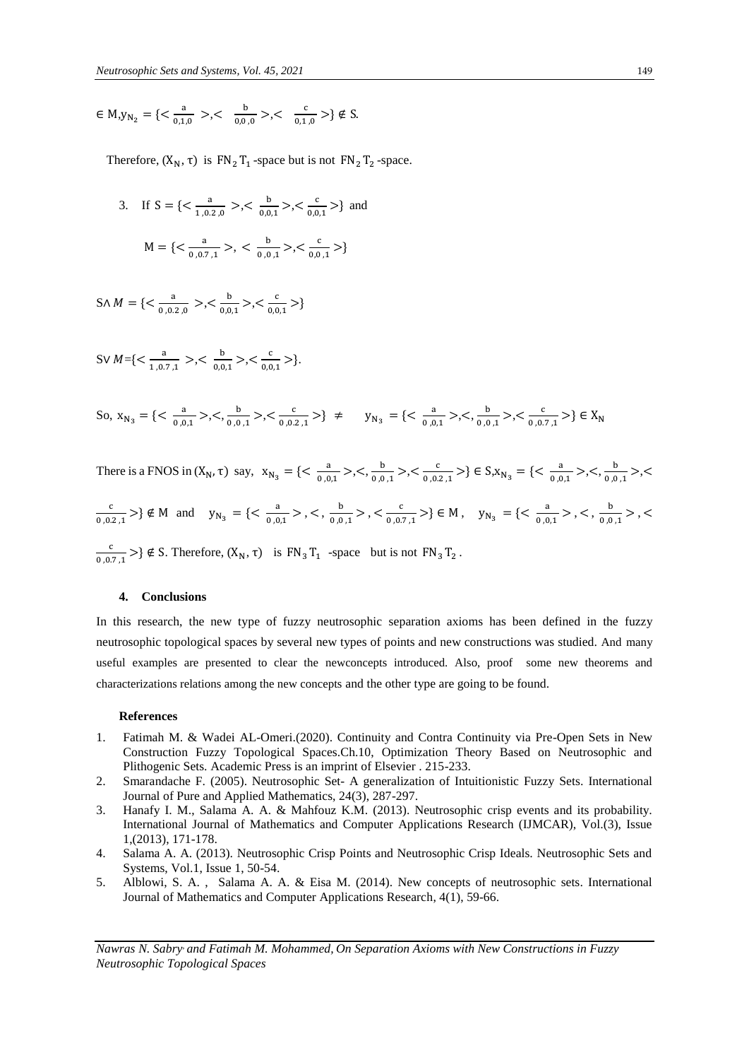$\in M, y_{N_2} = \{< \frac{a}{0,1,0} >, < \frac{b}{0,0,0} >, < \frac{c}{0,1,0} >\} \notin S.$

Therefore, $(X_N, \tau)$ is $FN_2T_1$ -space but is not $FN_2T_2$ -space.

3. If $S = \{< \frac{a}{1,0.2,0} >, < \frac{b}{0,0,1} >, < \frac{c}{0,0,1} >\}$ and

$$M = \{< \frac{a}{0,0.7,1} >, < \frac{b}{0,0,1} >, < \frac{c}{0,0,1} >\}$$

$$S \wedge M = \{< \frac{a}{0,0.2,0} >, < \frac{b}{0,0,1} >, < \frac{c}{0,0,1} >\}$$

$$S \vee M = \{< \frac{a}{1,0.7,1} >, < \frac{b}{0,0,1} >, < \frac{c}{0,0,1} >\}.$$

So, $x_{N_3} = \{< \frac{a}{0,0,1} >, <, \frac{b}{0,0,1} >, < \frac{c}{0,0.2,1} >\} \neq \quad y_{N_3} = \{< \frac{a}{0,0,1} >, <, \frac{b}{0,0,1} >, < \frac{c}{0,0.7,1} >\} \in X_N$

There is a FNOS in $(X_N, \tau)$ say, $x_{N_3} = \{< \frac{a}{0,0,1} >, <, \frac{b}{0,0,1} >, < \frac{c}{0,0.2,1} >\} \in S, x_{N_3} = \{< \frac{a}{0,0,1} >, <, \frac{b}{0,0,1} >, < \frac{c}{0,0.2,1} >\} \notin M$ and $y_{N_3} = \{< \frac{a}{0,0,1} >, <, \frac{b}{0,0,1} >, < \frac{c}{0,0.7,1} >\} \in M$, $y_{N_3} = \{< \frac{a}{0,0,1} >, <, \frac{b}{0,0,1} >, < \frac{c}{0,0.7,1} >\} \notin S$. Therefore, $(X_N, \tau)$ is $FN_3T_1$ -space but is not $FN_3T_2$.

## 4. Conclusions

In this research, the new type of fuzzy neutrosophic separation axioms has been defined in the fuzzy neutrosophic topological spaces by several new types of points and new constructions was studied. And many useful examples are presented to clear the newconcepts introduced. Also, proof some new theorems and characterizations relations among the new concepts and the other type are going to be found.

## References

1. Fatimah M. & Wadei AL-Omeri.(2020). Continuity and Contra Continuity via Pre-Open Sets in New Construction Fuzzy Topological Spaces.Ch.10, Optimization Theory Based on Neutrosophic and Plithogenic Sets. Academic Press is an imprint of Elsevier . 215-233.
2. Smarandache F. (2005). Neutrosophic Set- A generalization of Intuitionistic Fuzzy Sets. International Journal of Pure and Applied Mathematics, 24(3), 287-297.
3. Hanafy I. M., Salama A. A. & Mahfouz K.M. (2013). Neutrosophic crisp events and its probability. International Journal of Mathematics and Computer Applications Research (IJMCAR), Vol.(3), Issue 1,(2013), 171-178.
4. Salama A. A. (2013). Neutrosophic Crisp Points and Neutrosophic Crisp Ideals. Neutrosophic Sets and Systems, Vol.1, Issue 1, 50-54.
5. Alblowi, S. A. , Salama A. A. & Eisa M. (2014). New concepts of neutrosophic sets. International Journal of Mathematics and Computer Applications Research, 4(1), 59-66.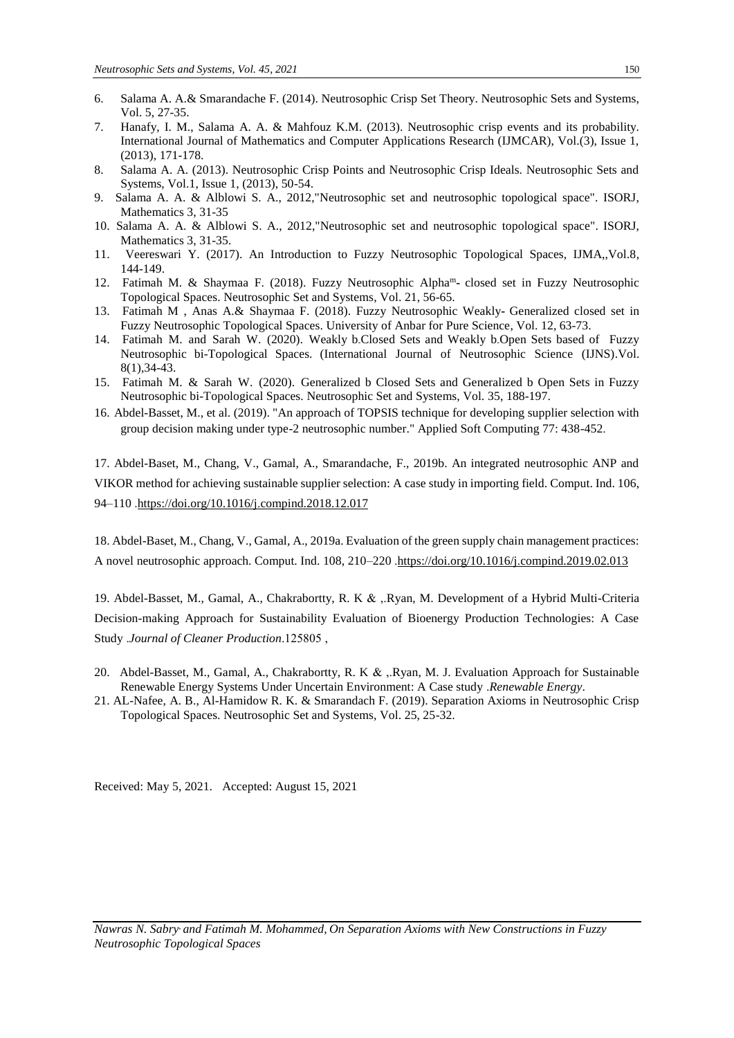6. Salama A. A.& Smarandache F. (2014). Neutrosophic Crisp Set Theory. Neutrosophic Sets and Systems, Vol. 5, 27-35.
7. Hanafy, I. M., Salama A. A. & Mahfouz K.M. (2013). Neutrosophic crisp events and its probability. International Journal of Mathematics and Computer Applications Research (IJMCAR), Vol.(3), Issue 1, (2013), 171-178.
8. Salama A. A. (2013). Neutrosophic Crisp Points and Neutrosophic Crisp Ideals. Neutrosophic Sets and Systems, Vol.1, Issue 1, (2013), 50-54.
9. Salama A. A. & Alblowi S. A., 2012,"Neutrosophic set and neutrosophic topological space". ISORJ, Mathematics 3, 31-35
10. Salama A. A. & Alblowi S. A., 2012,"Neutrosophic set and neutrosophic topological space". ISORJ, Mathematics 3, 31-35.
11. Veereswari Y. (2017). An Introduction to Fuzzy Neutrosophic Topological Spaces, IJMA,,Vol.8, 144-149.
12. Fatimah M. & Shaymaa F. (2018). Fuzzy Neutrosophic Alpha$^m$- closed set in Fuzzy Neutrosophic Topological Spaces. Neutrosophic Set and Systems, Vol. 21, 56-65.
13. Fatimah M , Anas A.& Shaymaa F. (2018). Fuzzy Neutrosophic Weakly- Generalized closed set in Fuzzy Neutrosophic Topological Spaces. University of Anbar for Pure Science, Vol. 12, 63-73.
14. Fatimah M. and Sarah W. (2020). Weakly b.Closed Sets and Weakly b.Open Sets based of Fuzzy Neutrosophic bi-Topological Spaces. (International Journal of Neutrosophic Science (IJNS).Vol. 8(1),34-43.
15. Fatimah M. & Sarah W. (2020). Generalized b Closed Sets and Generalized b Open Sets in Fuzzy Neutrosophic bi-Topological Spaces. Neutrosophic Set and Systems, Vol. 35, 188-197.
16. Abdel-Basset, M., et al. (2019). "An approach of TOPSIS technique for developing supplier selection with group decision making under type-2 neutrosophic number." Applied Soft Computing 77: 438-452.
17. Abdel-Baset, M., Chang, V., Gamal, A., Smarandache, F., 2019b. An integrated neutrosophic ANP and VIKOR method for achieving sustainable supplier selection: A case study in importing field. Comput. Ind. 106, 94–110 .https://doi.org/10.1016/j.compind.2018.12.017
18. Abdel-Baset, M., Chang, V., Gamal, A., 2019a. Evaluation of the green supply chain management practices: A novel neutrosophic approach. Comput. Ind. 108, 210–220 .https://doi.org/10.1016/j.compind.2019.02.013
19. Abdel-Basset, M., Gamal, A., Chakrabortty, R. K & ,.Ryan, M. Development of a Hybrid Multi-Criteria Decision-making Approach for Sustainability Evaluation of Bioenergy Production Technologies: A Case Study .*Journal of Cleaner Production*.125805 ,
20. Abdel-Basset, M., Gamal, A., Chakrabortty, R. K & ,.Ryan, M. J. Evaluation Approach for Sustainable Renewable Energy Systems Under Uncertain Environment: A Case study .*Renewable Energy*.
21. AL-Nafee, A. B., Al-Hamidow R. K. & Smarandach F. (2019). Separation Axioms in Neutrosophic Crisp Topological Spaces. Neutrosophic Set and Systems, Vol. 25, 25-32.

Received: May 5, 2021. Accepted: August 15, 2021